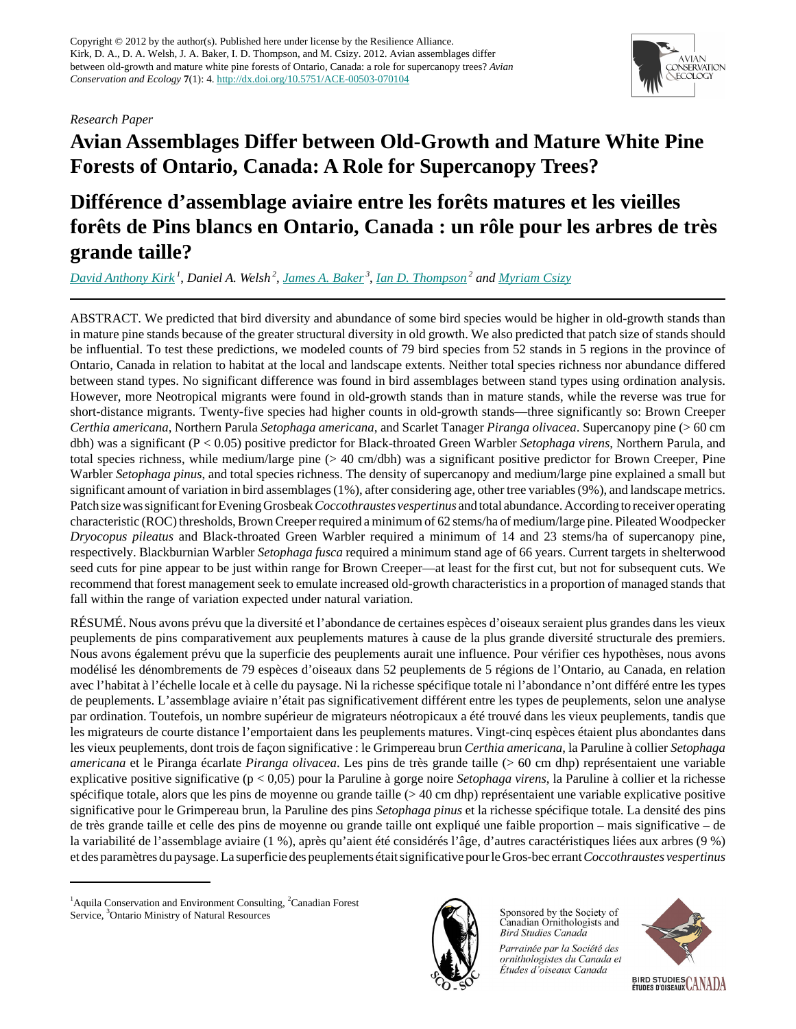Copyright © 2012 by the author(s). Published here under license by the Resilience Alliance.
Kirk, D. A., D. A. Welsh, J. A. Baker, I. D. Thompson, and M. Csizy. 2012. Avian assemblages differ between old-growth and mature white pine forests of Ontario, Canada: a role for supercanopy trees? *Avian Conservation and Ecology* **7**(1): 4. http://dx.doi.org/10.5751/ACE-00503-070104

*Research Paper*

# Avian Assemblages Differ between Old-Growth and Mature White Pine Forests of Ontario, Canada: A Role for Supercanopy Trees?

# Différence d'assemblage aviaire entre les forêts matures et les vieilles forêts de Pins blancs en Ontario, Canada : un rôle pour les arbres de très grande taille?

*David Anthony Kirk*[1], *Daniel A. Welsh*[2], *James A. Baker*[3], *Ian D. Thompson*[2] *and Myriam Csizy*

ABSTRACT. We predicted that bird diversity and abundance of some bird species would be higher in old-growth stands than in mature pine stands because of the greater structural diversity in old growth. We also predicted that patch size of stands should be influential. To test these predictions, we modeled counts of 79 bird species from 52 stands in 5 regions in the province of Ontario, Canada in relation to habitat at the local and landscape extents. Neither total species richness nor abundance differed between stand types. No significant difference was found in bird assemblages between stand types using ordination analysis. However, more Neotropical migrants were found in old-growth stands than in mature stands, while the reverse was true for short-distance migrants. Twenty-five species had higher counts in old-growth stands—three significantly so: Brown Creeper *Certhia americana*, Northern Parula *Setophaga americana*, and Scarlet Tanager *Piranga olivacea*. Supercanopy pine (> 60 cm dbh) was a significant ($P < 0.05$) positive predictor for Black-throated Green Warbler *Setophaga virens*, Northern Parula, and total species richness, while medium/large pine (> 40 cm/dbh) was a significant positive predictor for Brown Creeper, Pine Warbler *Setophaga pinus*, and total species richness. The density of supercanopy and medium/large pine explained a small but significant amount of variation in bird assemblages (1%), after considering age, other tree variables (9%), and landscape metrics. Patch size was significant for Evening Grosbeak *Coccothraustes vespertinus* and total abundance. According to receiver operating characteristic (ROC) thresholds, Brown Creeper required a minimum of 62 stems/ha of medium/large pine. Pileated Woodpecker *Dryocopus pileatus* and Black-throated Green Warbler required a minimum of 14 and 23 stems/ha of supercanopy pine, respectively. Blackburnian Warbler *Setophaga fusca* required a minimum stand age of 66 years. Current targets in shelterwood seed cuts for pine appear to be just within range for Brown Creeper—at least for the first cut, but not for subsequent cuts. We recommend that forest management seek to emulate increased old-growth characteristics in a proportion of managed stands that fall within the range of variation expected under natural variation.

RÉSUMÉ. Nous avons prévu que la diversité et l'abondance de certaines espèces d'oiseaux seraient plus grandes dans les vieux peuplements de pins comparativement aux peuplements matures à cause de la plus grande diversité structurale des premiers. Nous avons également prévu que la superficie des peuplements aurait une influence. Pour vérifier ces hypothèses, nous avons modélisé les dénombrements de 79 espèces d'oiseaux dans 52 peuplements de 5 régions de l'Ontario, au Canada, en relation avec l'habitat à l'échelle locale et à celle du paysage. Ni la richesse spécifique totale ni l'abondance n'ont différé entre les types de peuplements. L'assemblage aviaire n'était pas significativement différent entre les types de peuplements, selon une analyse par ordination. Toutefois, un nombre supérieur de migrateurs néotropicaux a été trouvé dans les vieux peuplements, tandis que les migrateurs de courte distance l'emportaient dans les peuplements matures. Vingt-cinq espèces étaient plus abondantes dans les vieux peuplements, dont trois de façon significative : le Grimpereau brun *Certhia americana*, la Paruline à collier *Setophaga americana* et le Piranga écarlate *Piranga olivacea*. Les pins de très grande taille (> 60 cm dhp) représentaient une variable explicative positive significative ($p < 0{,}05$) pour la Paruline à gorge noire *Setophaga virens*, la Paruline à collier et la richesse spécifique totale, alors que les pins de moyenne ou grande taille (> 40 cm dhp) représentaient une variable explicative positive significative pour le Grimpereau brun, la Paruline des pins *Setophaga pinus* et la richesse spécifique totale. La densité des pins de très grande taille et celle des pins de moyenne ou grande taille ont expliqué une faible proportion – mais significative – de la variabilité de l'assemblage aviaire (1 %), après qu'aient été considérés l'âge, d'autres caractéristiques liées aux arbres (9 %) et des paramètres du paysage. La superficie des peuplements était significative pour le Gros-bec errant *Coccothraustes vespertinus*

[1]Aquila Conservation and Environment Consulting, [2]Canadian Forest Service, [3]Ontario Ministry of Natural Resources

Sponsored by the Society of Canadian Ornithologists and Bird Studies Canada

*Parrainée par la Société des ornithologistes du Canada et Études d'oiseaux Canada*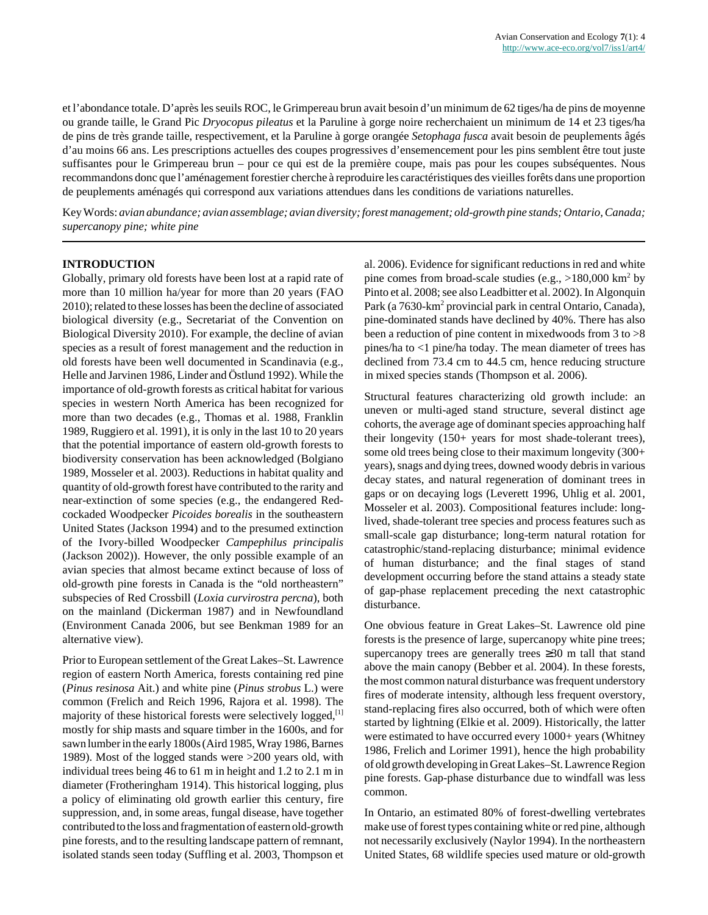et l'abondance totale. D'après les seuils ROC, le Grimpereau brun avait besoin d'un minimum de 62 tiges/ha de pins de moyenne ou grande taille, le Grand Pic *Dryocopus pileatus* et la Paruline à gorge noire recherchaient un minimum de 14 et 23 tiges/ha de pins de très grande taille, respectivement, et la Paruline à gorge orangée *Setophaga fusca* avait besoin de peuplements âgés d'au moins 66 ans. Les prescriptions actuelles des coupes progressives d'ensemencement pour les pins semblent être tout juste suffisantes pour le Grimpereau brun – pour ce qui est de la première coupe, mais pas pour les coupes subséquentes. Nous recommandons donc que l'aménagement forestier cherche à reproduire les caractéristiques des vieilles forêts dans une proportion de peuplements aménagés qui correspond aux variations attendues dans les conditions de variations naturelles.

Key Words: *avian abundance; avian assemblage; avian diversity; forest management; old-growth pine stands; Ontario, Canada; supercanopy pine; white pine*

## INTRODUCTION

Globally, primary old forests have been lost at a rapid rate of more than 10 million ha/year for more than 20 years (FAO 2010); related to these losses has been the decline of associated biological diversity (e.g., Secretariat of the Convention on Biological Diversity 2010). For example, the decline of avian species as a result of forest management and the reduction in old forests have been well documented in Scandinavia (e.g., Helle and Jarvinen 1986, Linder and Östlund 1992). While the importance of old-growth forests as critical habitat for various species in western North America has been recognized for more than two decades (e.g., Thomas et al. 1988, Franklin 1989, Ruggiero et al. 1991), it is only in the last 10 to 20 years that the potential importance of eastern old-growth forests to biodiversity conservation has been acknowledged (Bolgiano 1989, Mosseler et al. 2003). Reductions in habitat quality and quantity of old-growth forest have contributed to the rarity and near-extinction of some species (e.g., the endangered Red-cockaded Woodpecker *Picoides borealis* in the southeastern United States (Jackson 1994) and to the presumed extinction of the Ivory-billed Woodpecker *Campephilus principalis* (Jackson 2002)). However, the only possible example of an avian species that almost became extinct because of loss of old-growth pine forests in Canada is the "old northeastern" subspecies of Red Crossbill (*Loxia curvirostra percna*), both on the mainland (Dickerman 1987) and in Newfoundland (Environment Canada 2006, but see Benkman 1989 for an alternative view).

Prior to European settlement of the Great Lakes–St. Lawrence region of eastern North America, forests containing red pine (*Pinus resinosa* Ait.) and white pine (*Pinus strobus* L.) were common (Frelich and Reich 1996, Rajora et al. 1998). The majority of these historical forests were selectively logged,[1] mostly for ship masts and square timber in the 1600s, and for sawn lumber in the early 1800s (Aird 1985, Wray 1986, Barnes 1989). Most of the logged stands were >200 years old, with individual trees being 46 to 61 m in height and 1.2 to 2.1 m in diameter (Frotheringham 1914). This historical logging, plus a policy of eliminating old growth earlier this century, fire suppression, and, in some areas, fungal disease, have together contributed to the loss and fragmentation of eastern old-growth pine forests, and to the resulting landscape pattern of remnant, isolated stands seen today (Suffling et al. 2003, Thompson et al. 2006). Evidence for significant reductions in red and white pine comes from broad-scale studies (e.g., >180,000 km$^2$ by Pinto et al. 2008; see also Leadbitter et al. 2002). In Algonquin Park (a 7630-km$^2$ provincial park in central Ontario, Canada), pine-dominated stands have declined by 40%. There has also been a reduction of pine content in mixedwoods from 3 to >8 pines/ha to <1 pine/ha today. The mean diameter of trees has declined from 73.4 cm to 44.5 cm, hence reducing structure in mixed species stands (Thompson et al. 2006).

Structural features characterizing old growth include: an uneven or multi-aged stand structure, several distinct age cohorts, the average age of dominant species approaching half their longevity (150+ years for most shade-tolerant trees), some old trees being close to their maximum longevity (300+ years), snags and dying trees, downed woody debris in various decay states, and natural regeneration of dominant trees in gaps or on decaying logs (Leverett 1996, Uhlig et al. 2001, Mosseler et al. 2003). Compositional features include: long-lived, shade-tolerant tree species and process features such as small-scale gap disturbance; long-term natural rotation for catastrophic/stand-replacing disturbance; minimal evidence of human disturbance; and the final stages of stand development occurring before the stand attains a steady state of gap-phase replacement preceding the next catastrophic disturbance.

One obvious feature in Great Lakes–St. Lawrence old pine forests is the presence of large, supercanopy white pine trees; supercanopy trees are generally trees ≥30 m tall that stand above the main canopy (Bebber et al. 2004). In these forests, the most common natural disturbance was frequent understory fires of moderate intensity, although less frequent overstory, stand-replacing fires also occurred, both of which were often started by lightning (Elkie et al. 2009). Historically, the latter were estimated to have occurred every 1000+ years (Whitney 1986, Frelich and Lorimer 1991), hence the high probability of old growth developing in Great Lakes–St. Lawrence Region pine forests. Gap-phase disturbance due to windfall was less common.

In Ontario, an estimated 80% of forest-dwelling vertebrates make use of forest types containing white or red pine, although not necessarily exclusively (Naylor 1994). In the northeastern United States, 68 wildlife species used mature or old-growth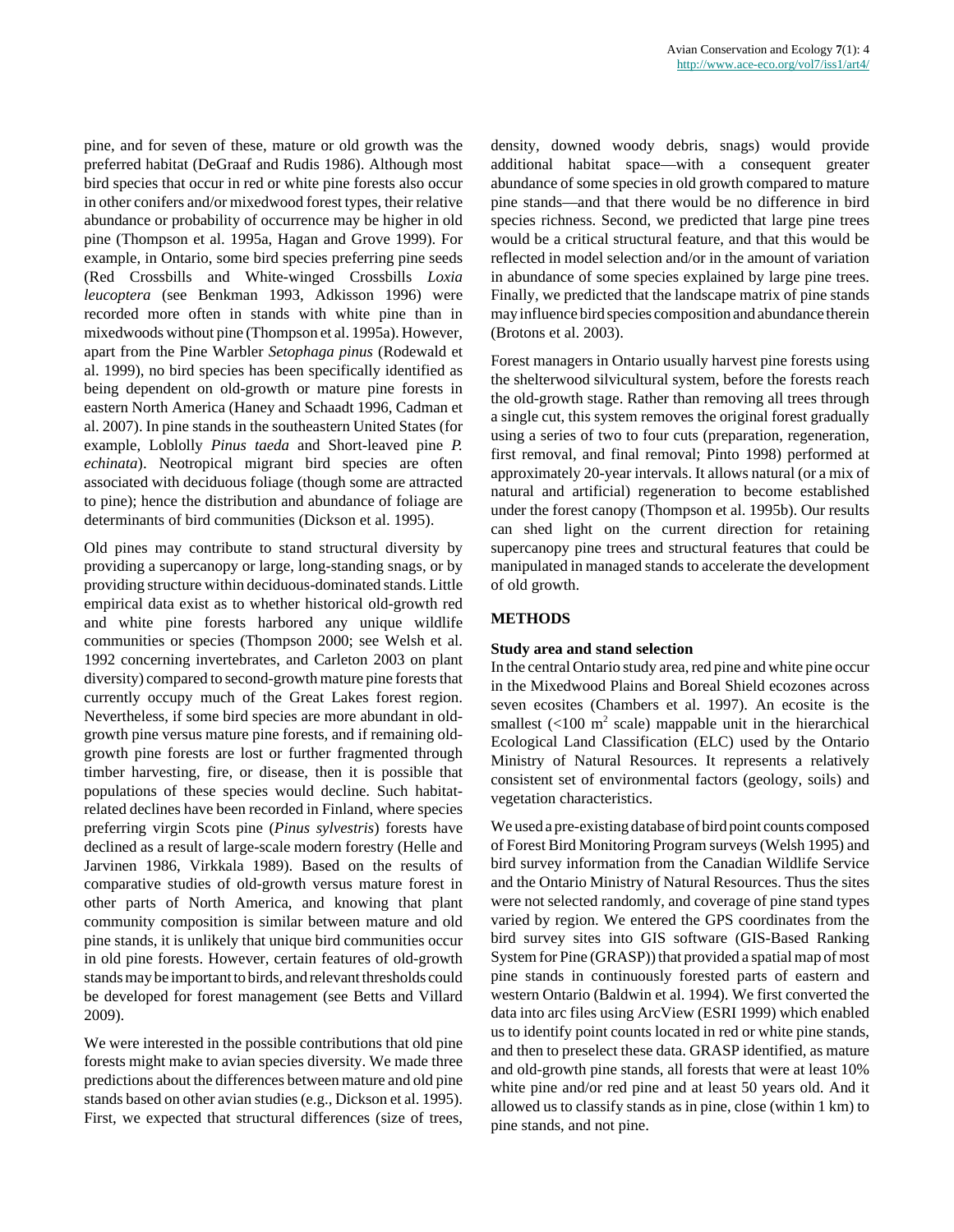pine, and for seven of these, mature or old growth was the preferred habitat (DeGraaf and Rudis 1986). Although most bird species that occur in red or white pine forests also occur in other conifers and/or mixedwood forest types, their relative abundance or probability of occurrence may be higher in old pine (Thompson et al. 1995a, Hagan and Grove 1999). For example, in Ontario, some bird species preferring pine seeds (Red Crossbills and White-winged Crossbills *Loxia leucoptera* (see Benkman 1993, Adkisson 1996) were recorded more often in stands with white pine than in mixedwoods without pine (Thompson et al. 1995a). However, apart from the Pine Warbler *Setophaga pinus* (Rodewald et al. 1999), no bird species has been specifically identified as being dependent on old-growth or mature pine forests in eastern North America (Haney and Schaadt 1996, Cadman et al. 2007). In pine stands in the southeastern United States (for example, Loblolly *Pinus taeda* and Short-leaved pine *P. echinata*). Neotropical migrant bird species are often associated with deciduous foliage (though some are attracted to pine); hence the distribution and abundance of foliage are determinants of bird communities (Dickson et al. 1995).

Old pines may contribute to stand structural diversity by providing a supercanopy or large, long-standing snags, or by providing structure within deciduous-dominated stands. Little empirical data exist as to whether historical old-growth red and white pine forests harbored any unique wildlife communities or species (Thompson 2000; see Welsh et al. 1992 concerning invertebrates, and Carleton 2003 on plant diversity) compared to second-growth mature pine forests that currently occupy much of the Great Lakes forest region. Nevertheless, if some bird species are more abundant in old-growth pine versus mature pine forests, and if remaining old-growth pine forests are lost or further fragmented through timber harvesting, fire, or disease, then it is possible that populations of these species would decline. Such habitat-related declines have been recorded in Finland, where species preferring virgin Scots pine (*Pinus sylvestris*) forests have declined as a result of large-scale modern forestry (Helle and Jarvinen 1986, Virkkala 1989). Based on the results of comparative studies of old-growth versus mature forest in other parts of North America, and knowing that plant community composition is similar between mature and old pine stands, it is unlikely that unique bird communities occur in old pine forests. However, certain features of old-growth stands may be important to birds, and relevant thresholds could be developed for forest management (see Betts and Villard 2009).

We were interested in the possible contributions that old pine forests might make to avian species diversity. We made three predictions about the differences between mature and old pine stands based on other avian studies (e.g., Dickson et al. 1995). First, we expected that structural differences (size of trees, density, downed woody debris, snags) would provide additional habitat space—with a consequent greater abundance of some species in old growth compared to mature pine stands—and that there would be no difference in bird species richness. Second, we predicted that large pine trees would be a critical structural feature, and that this would be reflected in model selection and/or in the amount of variation in abundance of some species explained by large pine trees. Finally, we predicted that the landscape matrix of pine stands may influence bird species composition and abundance therein (Brotons et al. 2003).

Forest managers in Ontario usually harvest pine forests using the shelterwood silvicultural system, before the forests reach the old-growth stage. Rather than removing all trees through a single cut, this system removes the original forest gradually using a series of two to four cuts (preparation, regeneration, first removal, and final removal; Pinto 1998) performed at approximately 20-year intervals. It allows natural (or a mix of natural and artificial) regeneration to become established under the forest canopy (Thompson et al. 1995b). Our results can shed light on the current direction for retaining supercanopy pine trees and structural features that could be manipulated in managed stands to accelerate the development of old growth.

## METHODS

### Study area and stand selection

In the central Ontario study area, red pine and white pine occur in the Mixedwood Plains and Boreal Shield ecozones across seven ecosites (Chambers et al. 1997). An ecosite is the smallest ($<100$ m$^2$ scale) mappable unit in the hierarchical Ecological Land Classification (ELC) used by the Ontario Ministry of Natural Resources. It represents a relatively consistent set of environmental factors (geology, soils) and vegetation characteristics.

We used a pre-existing database of bird point counts composed of Forest Bird Monitoring Program surveys (Welsh 1995) and bird survey information from the Canadian Wildlife Service and the Ontario Ministry of Natural Resources. Thus the sites were not selected randomly, and coverage of pine stand types varied by region. We entered the GPS coordinates from the bird survey sites into GIS software (GIS-Based Ranking System for Pine (GRASP)) that provided a spatial map of most pine stands in continuously forested parts of eastern and western Ontario (Baldwin et al. 1994). We first converted the data into arc files using ArcView (ESRI 1999) which enabled us to identify point counts located in red or white pine stands, and then to preselect these data. GRASP identified, as mature and old-growth pine stands, all forests that were at least 10% white pine and/or red pine and at least 50 years old. And it allowed us to classify stands as in pine, close (within 1 km) to pine stands, and not pine.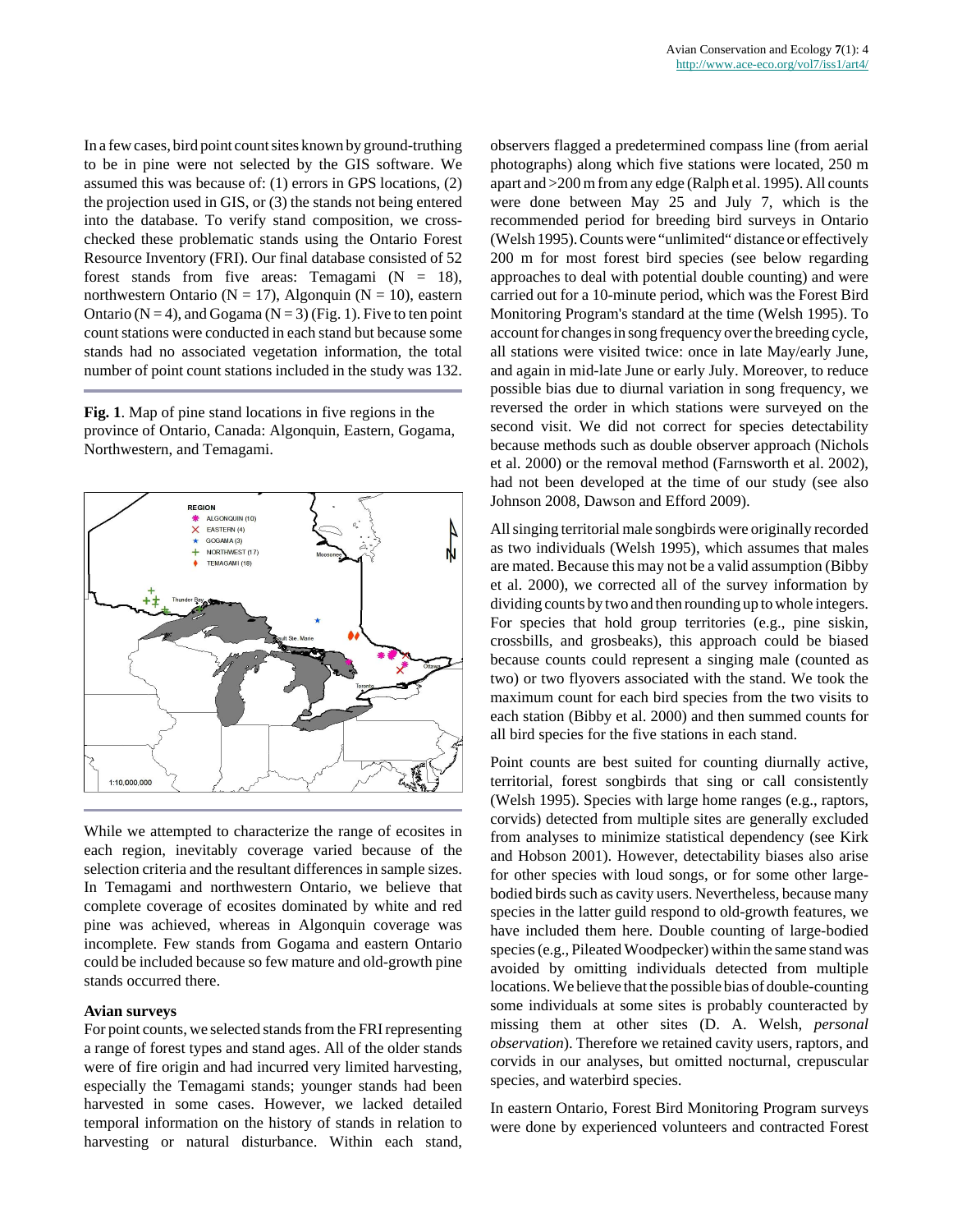In a few cases, bird point count sites known by ground-truthing to be in pine were not selected by the GIS software. We assumed this was because of: (1) errors in GPS locations, (2) the projection used in GIS, or (3) the stands not being entered into the database. To verify stand composition, we cross-checked these problematic stands using the Ontario Forest Resource Inventory (FRI). Our final database consisted of 52 forest stands from five areas: Temagami (N = 18), northwestern Ontario (N = 17), Algonquin (N = 10), eastern Ontario (N = 4), and Gogama (N = 3) (Fig. 1). Five to ten point count stations were conducted in each stand but because some stands had no associated vegetation information, the total number of point count stations included in the study was 132.

**Fig. 1**. Map of pine stand locations in five regions in the province of Ontario, Canada: Algonquin, Eastern, Gogama, Northwestern, and Temagami.

While we attempted to characterize the range of ecosites in each region, inevitably coverage varied because of the selection criteria and the resultant differences in sample sizes. In Temagami and northwestern Ontario, we believe that complete coverage of ecosites dominated by white and red pine was achieved, whereas in Algonquin coverage was incomplete. Few stands from Gogama and eastern Ontario could be included because so few mature and old-growth pine stands occurred there.

### Avian surveys

For point counts, we selected stands from the FRI representing a range of forest types and stand ages. All of the older stands were of fire origin and had incurred very limited harvesting, especially the Temagami stands; younger stands had been harvested in some cases. However, we lacked detailed temporal information on the history of stands in relation to harvesting or natural disturbance. Within each stand, observers flagged a predetermined compass line (from aerial photographs) along which five stations were located, 250 m apart and >200 m from any edge (Ralph et al. 1995). All counts were done between May 25 and July 7, which is the recommended period for breeding bird surveys in Ontario (Welsh 1995). Counts were "unlimited" distance or effectively 200 m for most forest bird species (see below regarding approaches to deal with potential double counting) and were carried out for a 10-minute period, which was the Forest Bird Monitoring Program's standard at the time (Welsh 1995). To account for changes in song frequency over the breeding cycle, all stations were visited twice: once in late May/early June, and again in mid-late June or early July. Moreover, to reduce possible bias due to diurnal variation in song frequency, we reversed the order in which stations were surveyed on the second visit. We did not correct for species detectability because methods such as double observer approach (Nichols et al. 2000) or the removal method (Farnsworth et al. 2002), had not been developed at the time of our study (see also Johnson 2008, Dawson and Efford 2009).

All singing territorial male songbirds were originally recorded as two individuals (Welsh 1995), which assumes that males are mated. Because this may not be a valid assumption (Bibby et al. 2000), we corrected all of the survey information by dividing counts by two and then rounding up to whole integers. For species that hold group territories (e.g., pine siskin, crossbills, and grosbeaks), this approach could be biased because counts could represent a singing male (counted as two) or two flyovers associated with the stand. We took the maximum count for each bird species from the two visits to each station (Bibby et al. 2000) and then summed counts for all bird species for the five stations in each stand.

Point counts are best suited for counting diurnally active, territorial, forest songbirds that sing or call consistently (Welsh 1995). Species with large home ranges (e.g., raptors, corvids) detected from multiple sites are generally excluded from analyses to minimize statistical dependency (see Kirk and Hobson 2001). However, detectability biases also arise for other species with loud songs, or for some other large-bodied birds such as cavity users. Nevertheless, because many species in the latter guild respond to old-growth features, we have included them here. Double counting of large-bodied species (e.g., Pileated Woodpecker) within the same stand was avoided by omitting individuals detected from multiple locations. We believe that the possible bias of double-counting some individuals at some sites is probably counteracted by missing them at other sites (D. A. Welsh, *personal observation*). Therefore we retained cavity users, raptors, and corvids in our analyses, but omitted nocturnal, crepuscular species, and waterbird species.

In eastern Ontario, Forest Bird Monitoring Program surveys were done by experienced volunteers and contracted Forest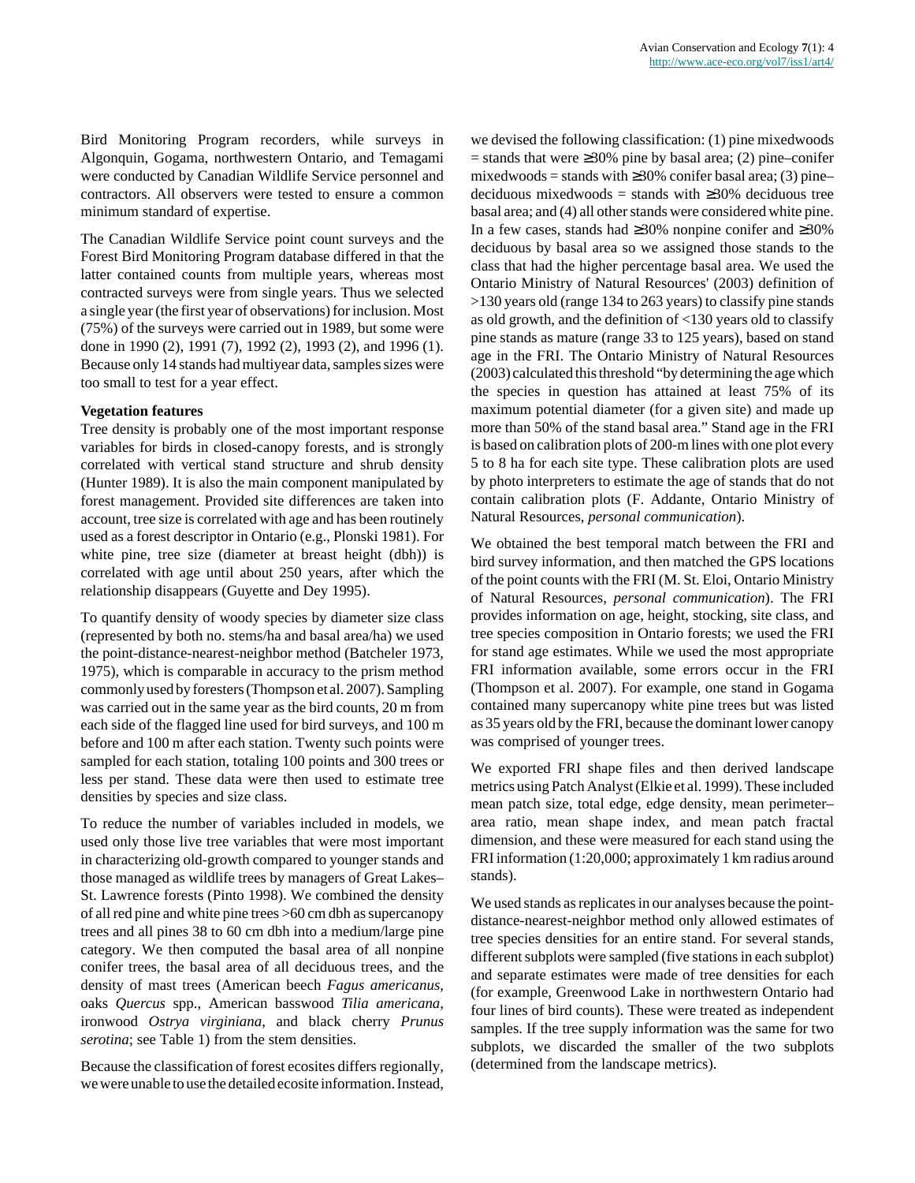Bird Monitoring Program recorders, while surveys in Algonquin, Gogama, northwestern Ontario, and Temagami were conducted by Canadian Wildlife Service personnel and contractors. All observers were tested to ensure a common minimum standard of expertise.

The Canadian Wildlife Service point count surveys and the Forest Bird Monitoring Program database differed in that the latter contained counts from multiple years, whereas most contracted surveys were from single years. Thus we selected a single year (the first year of observations) for inclusion. Most (75%) of the surveys were carried out in 1989, but some were done in 1990 (2), 1991 (7), 1992 (2), 1993 (2), and 1996 (1). Because only 14 stands had multiyear data, samples sizes were too small to test for a year effect.

**Vegetation features**

Tree density is probably one of the most important response variables for birds in closed-canopy forests, and is strongly correlated with vertical stand structure and shrub density (Hunter 1989). It is also the main component manipulated by forest management. Provided site differences are taken into account, tree size is correlated with age and has been routinely used as a forest descriptor in Ontario (e.g., Plonski 1981). For white pine, tree size (diameter at breast height (dbh)) is correlated with age until about 250 years, after which the relationship disappears (Guyette and Dey 1995).

To quantify density of woody species by diameter size class (represented by both no. stems/ha and basal area/ha) we used the point-distance-nearest-neighbor method (Batcheler 1973, 1975), which is comparable in accuracy to the prism method commonly used by foresters (Thompson et al. 2007). Sampling was carried out in the same year as the bird counts, 20 m from each side of the flagged line used for bird surveys, and 100 m before and 100 m after each station. Twenty such points were sampled for each station, totaling 100 points and 300 trees or less per stand. These data were then used to estimate tree densities by species and size class.

To reduce the number of variables included in models, we used only those live tree variables that were most important in characterizing old-growth compared to younger stands and those managed as wildlife trees by managers of Great Lakes–St. Lawrence forests (Pinto 1998). We combined the density of all red pine and white pine trees >60 cm dbh as supercanopy trees and all pines 38 to 60 cm dbh into a medium/large pine category. We then computed the basal area of all nonpine conifer trees, the basal area of all deciduous trees, and the density of mast trees (American beech *Fagus americanus*, oaks *Quercus* spp., American basswood *Tilia americana*, ironwood *Ostrya virginiana*, and black cherry *Prunus serotina*; see Table 1) from the stem densities.

Because the classification of forest ecosites differs regionally, we were unable to use the detailed ecosite information. Instead, we devised the following classification: (1) pine mixedwoods = stands that were ≥30% pine by basal area; (2) pine–conifer mixedwoods = stands with ≥30% conifer basal area; (3) pine–deciduous mixedwoods = stands with ≥30% deciduous tree basal area; and (4) all other stands were considered white pine. In a few cases, stands had ≥30% nonpine conifer and ≥30% deciduous by basal area so we assigned those stands to the class that had the higher percentage basal area. We used the Ontario Ministry of Natural Resources' (2003) definition of >130 years old (range 134 to 263 years) to classify pine stands as old growth, and the definition of <130 years old to classify pine stands as mature (range 33 to 125 years), based on stand age in the FRI. The Ontario Ministry of Natural Resources (2003) calculated this threshold "by determining the age which the species in question has attained at least 75% of its maximum potential diameter (for a given site) and made up more than 50% of the stand basal area." Stand age in the FRI is based on calibration plots of 200-m lines with one plot every 5 to 8 ha for each site type. These calibration plots are used by photo interpreters to estimate the age of stands that do not contain calibration plots (F. Addante, Ontario Ministry of Natural Resources, *personal communication*).

We obtained the best temporal match between the FRI and bird survey information, and then matched the GPS locations of the point counts with the FRI (M. St. Eloi, Ontario Ministry of Natural Resources, *personal communication*). The FRI provides information on age, height, stocking, site class, and tree species composition in Ontario forests; we used the FRI for stand age estimates. While we used the most appropriate FRI information available, some errors occur in the FRI (Thompson et al. 2007). For example, one stand in Gogama contained many supercanopy white pine trees but was listed as 35 years old by the FRI, because the dominant lower canopy was comprised of younger trees.

We exported FRI shape files and then derived landscape metrics using Patch Analyst (Elkie et al. 1999). These included mean patch size, total edge, edge density, mean perimeter–area ratio, mean shape index, and mean patch fractal dimension, and these were measured for each stand using the FRI information (1:20,000; approximately 1 km radius around stands).

We used stands as replicates in our analyses because the point-distance-nearest-neighbor method only allowed estimates of tree species densities for an entire stand. For several stands, different subplots were sampled (five stations in each subplot) and separate estimates were made of tree densities for each (for example, Greenwood Lake in northwestern Ontario had four lines of bird counts). These were treated as independent samples. If the tree supply information was the same for two subplots, we discarded the smaller of the two subplots (determined from the landscape metrics).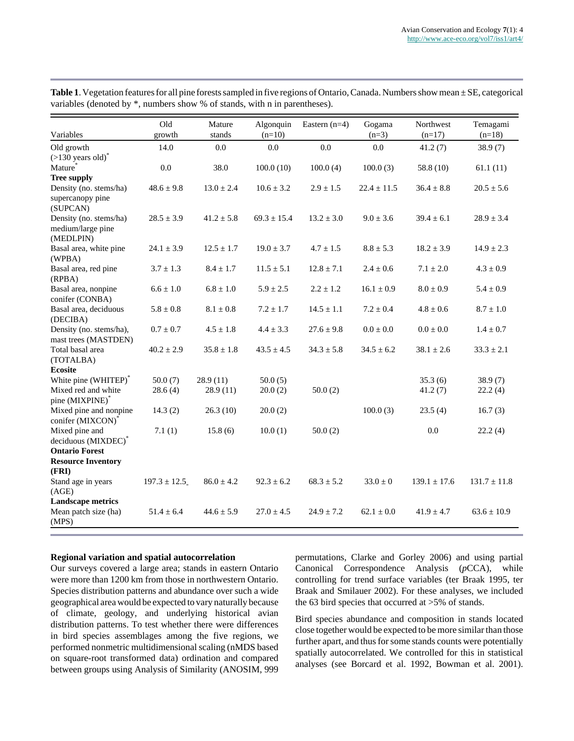**Table 1**. Vegetation features for all pine forests sampled in five regions of Ontario, Canada. Numbers show mean ± SE, categorical variables (denoted by *, numbers show % of stands, with n in parentheses).

| Variables | Old growth | Mature stands | Algonquin (n=10) | Eastern (n=4) | Gogama (n=3) | Northwest (n=17) | Temagami (n=18) |
|---|---|---|---|---|---|---|---|
| Old growth (>130 years old)* | 14.0 | 0.0 | 0.0 | 0.0 | 0.0 | 41.2 (7) | 38.9 (7) |
| Mature* | 0.0 | 38.0 | 100.0 (10) | 100.0 (4) | 100.0 (3) | 58.8 (10) | 61.1 (11) |
| **Tree supply** | | | | | | | |
| Density (no. stems/ha) supercanopy pine (SUPCAN) | 48.6 ± 9.8 | 13.0 ± 2.4 | 10.6 ± 3.2 | 2.9 ± 1.5 | 22.4 ± 11.5 | 36.4 ± 8.8 | 20.5 ± 5.6 |
| Density (no. stems/ha) medium/large pine (MEDLPIN) | 28.5 ± 3.9 | 41.2 ± 5.8 | 69.3 ± 15.4 | 13.2 ± 3.0 | 9.0 ± 3.6 | 39.4 ± 6.1 | 28.9 ± 3.4 |
| Basal area, white pine (WPBA) | 24.1 ± 3.9 | 12.5 ± 1.7 | 19.0 ± 3.7 | 4.7 ± 1.5 | 8.8 ± 5.3 | 18.2 ± 3.9 | 14.9 ± 2.3 |
| Basal area, red pine (RPBA) | 3.7 ± 1.3 | 8.4 ± 1.7 | 11.5 ± 5.1 | 12.8 ± 7.1 | 2.4 ± 0.6 | 7.1 ± 2.0 | 4.3 ± 0.9 |
| Basal area, nonpine conifer (CONBA) | 6.6 ± 1.0 | 6.8 ± 1.0 | 5.9 ± 2.5 | 2.2 ± 1.2 | 16.1 ± 0.9 | 8.0 ± 0.9 | 5.4 ± 0.9 |
| Basal area, deciduous (DECIBA) | 5.8 ± 0.8 | 8.1 ± 0.8 | 7.2 ± 1.7 | 14.5 ± 1.1 | 7.2 ± 0.4 | 4.8 ± 0.6 | 8.7 ± 1.0 |
| Density (no. stems/ha), mast trees (MASTDEN) | 0.7 ± 0.7 | 4.5 ± 1.8 | 4.4 ± 3.3 | 27.6 ± 9.8 | 0.0 ± 0.0 | 0.0 ± 0.0 | 1.4 ± 0.7 |
| Total basal area (TOTALBA) | 40.2 ± 2.9 | 35.8 ± 1.8 | 43.5 ± 4.5 | 34.3 ± 5.8 | 34.5 ± 6.2 | 38.1 ± 2.6 | 33.3 ± 2.1 |
| **Ecosite** | | | | | | | |
| White pine (WHITEP)* | 50.0 (7) | 28.9 (11) | 50.0 (5) | | | 35.3 (6) | 38.9 (7) |
| Mixed red and white pine (MIXPINE)* | 28.6 (4) | 28.9 (11) | 20.0 (2) | 50.0 (2) | | 41.2 (7) | 22.2 (4) |
| Mixed pine and nonpine conifer (MIXCON)* | 14.3 (2) | 26.3 (10) | 20.0 (2) | | 100.0 (3) | 23.5 (4) | 16.7 (3) |
| Mixed pine and deciduous (MIXDEC)* | 7.1 (1) | 15.8 (6) | 10.0 (1) | 50.0 (2) | | 0.0 | 22.2 (4) |
| **Ontario Forest Resource Inventory (FRI)** | | | | | | | |
| Stand age in years (AGE) | 197.3 ± 12.5 | 86.0 ± 4.2 | 92.3 ± 6.2 | 68.3 ± 5.2 | 33.0 ± 0 | 139.1 ± 17.6 | 131.7 ± 11.8 |
| **Landscape metrics** | | | | | | | |
| Mean patch size (ha) (MPS) | 51.4 ± 6.4 | 44.6 ± 5.9 | 27.0 ± 4.5 | 24.9 ± 7.2 | 62.1 ± 0.0 | 41.9 ± 4.7 | 63.6 ± 10.9 |

### Regional variation and spatial autocorrelation

Our surveys covered a large area; stands in eastern Ontario were more than 1200 km from those in northwestern Ontario. Species distribution patterns and abundance over such a wide geographical area would be expected to vary naturally because of climate, geology, and underlying historical avian distribution patterns. To test whether there were differences in bird species assemblages among the five regions, we performed nonmetric multidimensional scaling (nMDS based on square-root transformed data) ordination and compared between groups using Analysis of Similarity (ANOSIM, 999 permutations, Clarke and Gorley 2006) and using partial Canonical Correspondence Analysis (*p*CCA), while controlling for trend surface variables (ter Braak 1995, ter Braak and Smilauer 2002). For these analyses, we included the 63 bird species that occurred at >5% of stands.

Bird species abundance and composition in stands located close together would be expected to be more similar than those further apart, and thus for some stands counts were potentially spatially autocorrelated. We controlled for this in statistical analyses (see Borcard et al. 1992, Bowman et al. 2001).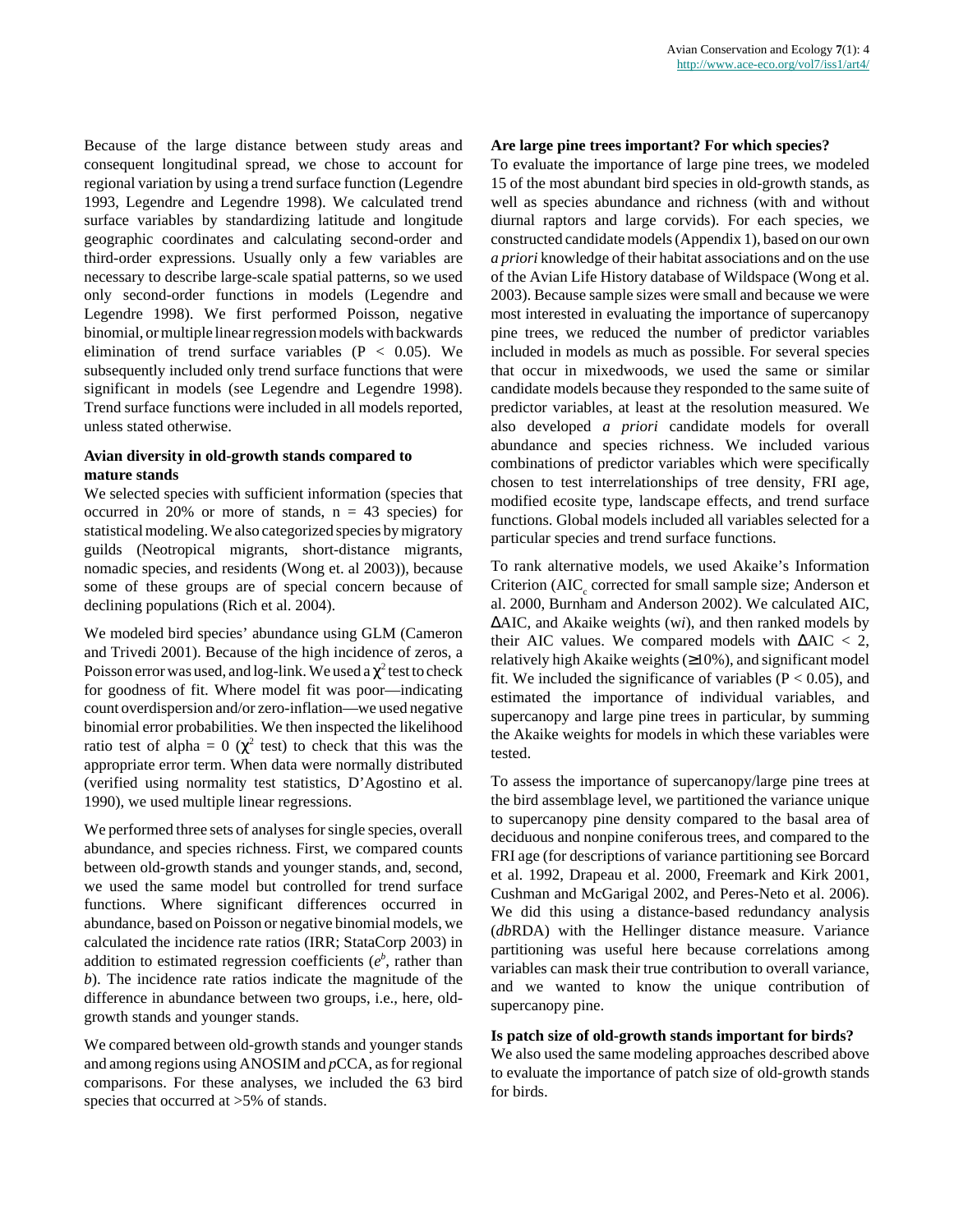Because of the large distance between study areas and consequent longitudinal spread, we chose to account for regional variation by using a trend surface function (Legendre 1993, Legendre and Legendre 1998). We calculated trend surface variables by standardizing latitude and longitude geographic coordinates and calculating second-order and third-order expressions. Usually only a few variables are necessary to describe large-scale spatial patterns, so we used only second-order functions in models (Legendre and Legendre 1998). We first performed Poisson, negative binomial, or multiple linear regression models with backwards elimination of trend surface variables ($P < 0.05$). We subsequently included only trend surface functions that were significant in models (see Legendre and Legendre 1998). Trend surface functions were included in all models reported, unless stated otherwise.

### Avian diversity in old-growth stands compared to mature stands

We selected species with sufficient information (species that occurred in 20% or more of stands, n = 43 species) for statistical modeling. We also categorized species by migratory guilds (Neotropical migrants, short-distance migrants, nomadic species, and residents (Wong et. al 2003)), because some of these groups are of special concern because of declining populations (Rich et al. 2004).

We modeled bird species' abundance using GLM (Cameron and Trivedi 2001). Because of the high incidence of zeros, a Poisson error was used, and log-link. We used a $\chi^2$ test to check for goodness of fit. Where model fit was poor—indicating count overdispersion and/or zero-inflation—we used negative binomial error probabilities. We then inspected the likelihood ratio test of alpha = 0 ($\chi^2$ test) to check that this was the appropriate error term. When data were normally distributed (verified using normality test statistics, D'Agostino et al. 1990), we used multiple linear regressions.

We performed three sets of analyses for single species, overall abundance, and species richness. First, we compared counts between old-growth stands and younger stands, and, second, we used the same model but controlled for trend surface functions. Where significant differences occurred in abundance, based on Poisson or negative binomial models, we calculated the incidence rate ratios (IRR; StataCorp 2003) in addition to estimated regression coefficients ($e^b$, rather than $b$). The incidence rate ratios indicate the magnitude of the difference in abundance between two groups, i.e., here, old-growth stands and younger stands.

We compared between old-growth stands and younger stands and among regions using ANOSIM and *p*CCA, as for regional comparisons. For these analyses, we included the 63 bird species that occurred at >5% of stands.

### Are large pine trees important? For which species?

To evaluate the importance of large pine trees, we modeled 15 of the most abundant bird species in old-growth stands, as well as species abundance and richness (with and without diurnal raptors and large corvids). For each species, we constructed candidate models (Appendix 1), based on our own *a priori* knowledge of their habitat associations and on the use of the Avian Life History database of Wildspace (Wong et al. 2003). Because sample sizes were small and because we were most interested in evaluating the importance of supercanopy pine trees, we reduced the number of predictor variables included in models as much as possible. For several species that occur in mixedwoods, we used the same or similar candidate models because they responded to the same suite of predictor variables, at least at the resolution measured. We also developed *a priori* candidate models for overall abundance and species richness. We included various combinations of predictor variables which were specifically chosen to test interrelationships of tree density, FRI age, modified ecosite type, landscape effects, and trend surface functions. Global models included all variables selected for a particular species and trend surface functions.

To rank alternative models, we used Akaike's Information Criterion ($AIC_c$ corrected for small sample size; Anderson et al. 2000, Burnham and Anderson 2002). We calculated AIC, $\Delta$AIC, and Akaike weights (w*i*), and then ranked models by their AIC values. We compared models with $\Delta AIC < 2$, relatively high Akaike weights (≥10%), and significant model fit. We included the significance of variables ($P < 0.05$), and estimated the importance of individual variables, and supercanopy and large pine trees in particular, by summing the Akaike weights for models in which these variables were tested.

To assess the importance of supercanopy/large pine trees at the bird assemblage level, we partitioned the variance unique to supercanopy pine density compared to the basal area of deciduous and nonpine coniferous trees, and compared to the FRI age (for descriptions of variance partitioning see Borcard et al. 1992, Drapeau et al. 2000, Freemark and Kirk 2001, Cushman and McGarigal 2002, and Peres-Neto et al. 2006). We did this using a distance-based redundancy analysis (*db*RDA) with the Hellinger distance measure. Variance partitioning was useful here because correlations among variables can mask their true contribution to overall variance, and we wanted to know the unique contribution of supercanopy pine.

### Is patch size of old-growth stands important for birds?

We also used the same modeling approaches described above to evaluate the importance of patch size of old-growth stands for birds.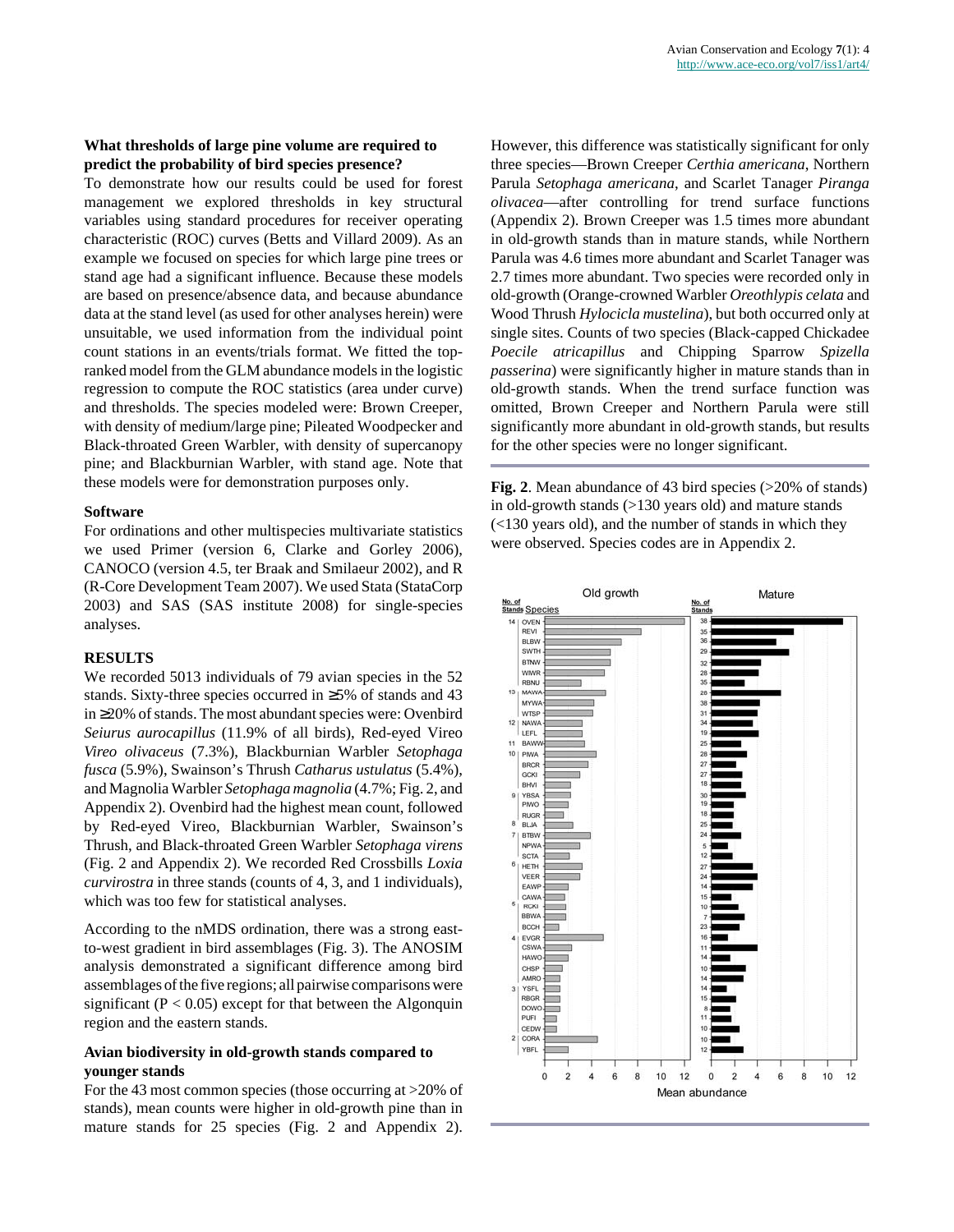### What thresholds of large pine volume are required to predict the probability of bird species presence?

To demonstrate how our results could be used for forest management we explored thresholds in key structural variables using standard procedures for receiver operating characteristic (ROC) curves (Betts and Villard 2009). As an example we focused on species for which large pine trees or stand age had a significant influence. Because these models are based on presence/absence data, and because abundance data at the stand level (as used for other analyses herein) were unsuitable, we used information from the individual point count stations in an events/trials format. We fitted the top-ranked model from the GLM abundance models in the logistic regression to compute the ROC statistics (area under curve) and thresholds. The species modeled were: Brown Creeper, with density of medium/large pine; Pileated Woodpecker and Black-throated Green Warbler, with density of supercanopy pine; and Blackburnian Warbler, with stand age. Note that these models were for demonstration purposes only.

### Software

For ordinations and other multispecies multivariate statistics we used Primer (version 6, Clarke and Gorley 2006), CANOCO (version 4.5, ter Braak and Smilaeur 2002), and R (R-Core Development Team 2007). We used Stata (StataCorp 2003) and SAS (SAS institute 2008) for single-species analyses.

## RESULTS

We recorded 5013 individuals of 79 avian species in the 52 stands. Sixty-three species occurred in ≥5% of stands and 43 in ≥20% of stands. The most abundant species were: Ovenbird *Seiurus aurocapillus* (11.9% of all birds), Red-eyed Vireo *Vireo olivaceus* (7.3%), Blackburnian Warbler *Setophaga fusca* (5.9%), Swainson's Thrush *Catharus ustulatus* (5.4%), and Magnolia Warbler *Setophaga magnolia* (4.7%; Fig. 2, and Appendix 2). Ovenbird had the highest mean count, followed by Red-eyed Vireo, Blackburnian Warbler, Swainson's Thrush, and Black-throated Green Warbler *Setophaga virens* (Fig. 2 and Appendix 2). We recorded Red Crossbills *Loxia curvirostra* in three stands (counts of 4, 3, and 1 individuals), which was too few for statistical analyses.

According to the nMDS ordination, there was a strong east-to-west gradient in bird assemblages (Fig. 3). The ANOSIM analysis demonstrated a significant difference among bird assemblages of the five regions; all pairwise comparisons were significant ($P < 0.05$) except for that between the Algonquin region and the eastern stands.

### Avian biodiversity in old-growth stands compared to younger stands

For the 43 most common species (those occurring at >20% of stands), mean counts were higher in old-growth pine than in mature stands for 25 species (Fig. 2 and Appendix 2). However, this difference was statistically significant for only three species—Brown Creeper *Certhia americana*, Northern Parula *Setophaga americana*, and Scarlet Tanager *Piranga olivacea*—after controlling for trend surface functions (Appendix 2). Brown Creeper was 1.5 times more abundant in old-growth stands than in mature stands, while Northern Parula was 4.6 times more abundant and Scarlet Tanager was 2.7 times more abundant. Two species were recorded only in old-growth (Orange-crowned Warbler *Oreothlypis celata* and Wood Thrush *Hylocicla mustelina*), but both occurred only at single sites. Counts of two species (Black-capped Chickadee *Poecile atricapillus* and Chipping Sparrow *Spizella passerina*) were significantly higher in mature stands than in old-growth stands. When the trend surface function was omitted, Brown Creeper and Northern Parula were still significantly more abundant in old-growth stands, but results for the other species were no longer significant.

**Fig. 2**. Mean abundance of 43 bird species (>20% of stands) in old-growth stands (>130 years old) and mature stands (<130 years old), and the number of stands in which they were observed. Species codes are in Appendix 2.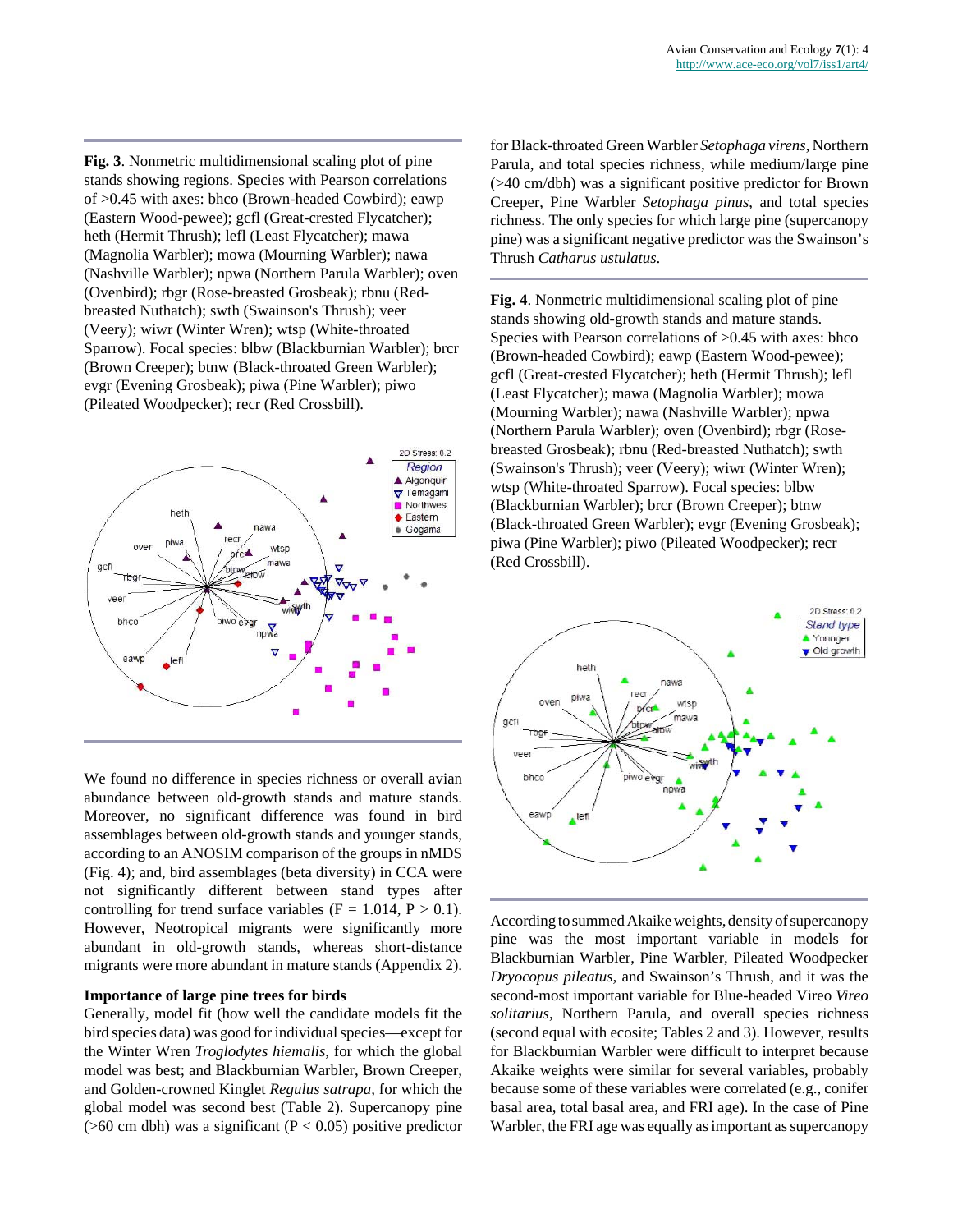**Fig. 3**. Nonmetric multidimensional scaling plot of pine stands showing regions. Species with Pearson correlations of >0.45 with axes: bhco (Brown-headed Cowbird); eawp (Eastern Wood-pewee); gcfl (Great-crested Flycatcher); heth (Hermit Thrush); lefl (Least Flycatcher); mawa (Magnolia Warbler); mowa (Mourning Warbler); nawa (Nashville Warbler); npwa (Northern Parula Warbler); oven (Ovenbird); rbgr (Rose-breasted Grosbeak); rbnu (Red-breasted Nuthatch); swth (Swainson's Thrush); veer (Veery); wiwr (Winter Wren); wtsp (White-throated Sparrow). Focal species: blbw (Blackburnian Warbler); brcr (Brown Creeper); btnw (Black-throated Green Warbler); evgr (Evening Grosbeak); piwa (Pine Warbler); piwo (Pileated Woodpecker); recr (Red Crossbill).

We found no difference in species richness or overall avian abundance between old-growth stands and mature stands. Moreover, no significant difference was found in bird assemblages between old-growth stands and younger stands, according to an ANOSIM comparison of the groups in nMDS (Fig. 4); and, bird assemblages (beta diversity) in CCA were not significantly different between stand types after controlling for trend surface variables ($F = 1.014$, $P > 0.1$). However, Neotropical migrants were significantly more abundant in old-growth stands, whereas short-distance migrants were more abundant in mature stands (Appendix 2).

### Importance of large pine trees for birds

Generally, model fit (how well the candidate models fit the bird species data) was good for individual species—except for the Winter Wren *Troglodytes hiemalis*, for which the global model was best; and Blackburnian Warbler, Brown Creeper, and Golden-crowned Kinglet *Regulus satrapa*, for which the global model was second best (Table 2). Supercanopy pine (>60 cm dbh) was a significant ($P < 0.05$) positive predictor for Black-throated Green Warbler *Setophaga virens*, Northern Parula, and total species richness, while medium/large pine (>40 cm/dbh) was a significant positive predictor for Brown Creeper, Pine Warbler *Setophaga pinus*, and total species richness. The only species for which large pine (supercanopy pine) was a significant negative predictor was the Swainson's Thrush *Catharus ustulatus*.

**Fig. 4**. Nonmetric multidimensional scaling plot of pine stands showing old-growth stands and mature stands. Species with Pearson correlations of >0.45 with axes: bhco (Brown-headed Cowbird); eawp (Eastern Wood-pewee); gcfl (Great-crested Flycatcher); heth (Hermit Thrush); lefl (Least Flycatcher); mawa (Magnolia Warbler); mowa (Mourning Warbler); nawa (Nashville Warbler); npwa (Northern Parula Warbler); oven (Ovenbird); rbgr (Rose-breasted Grosbeak); rbnu (Red-breasted Nuthatch); swth (Swainson's Thrush); veer (Veery); wiwr (Winter Wren); wtsp (White-throated Sparrow). Focal species: blbw (Blackburnian Warbler); brcr (Brown Creeper); btnw (Black-throated Green Warbler); evgr (Evening Grosbeak); piwa (Pine Warbler); piwo (Pileated Woodpecker); recr (Red Crossbill).

According to summed Akaike weights, density of supercanopy pine was the most important variable in models for Blackburnian Warbler, Pine Warbler, Pileated Woodpecker *Dryocopus pileatus*, and Swainson's Thrush, and it was the second-most important variable for Blue-headed Vireo *Vireo solitarius*, Northern Parula, and overall species richness (second equal with ecosite; Tables 2 and 3). However, results for Blackburnian Warbler were difficult to interpret because Akaike weights were similar for several variables, probably because some of these variables were correlated (e.g., conifer basal area, total basal area, and FRI age). In the case of Pine Warbler, the FRI age was equally as important as supercanopy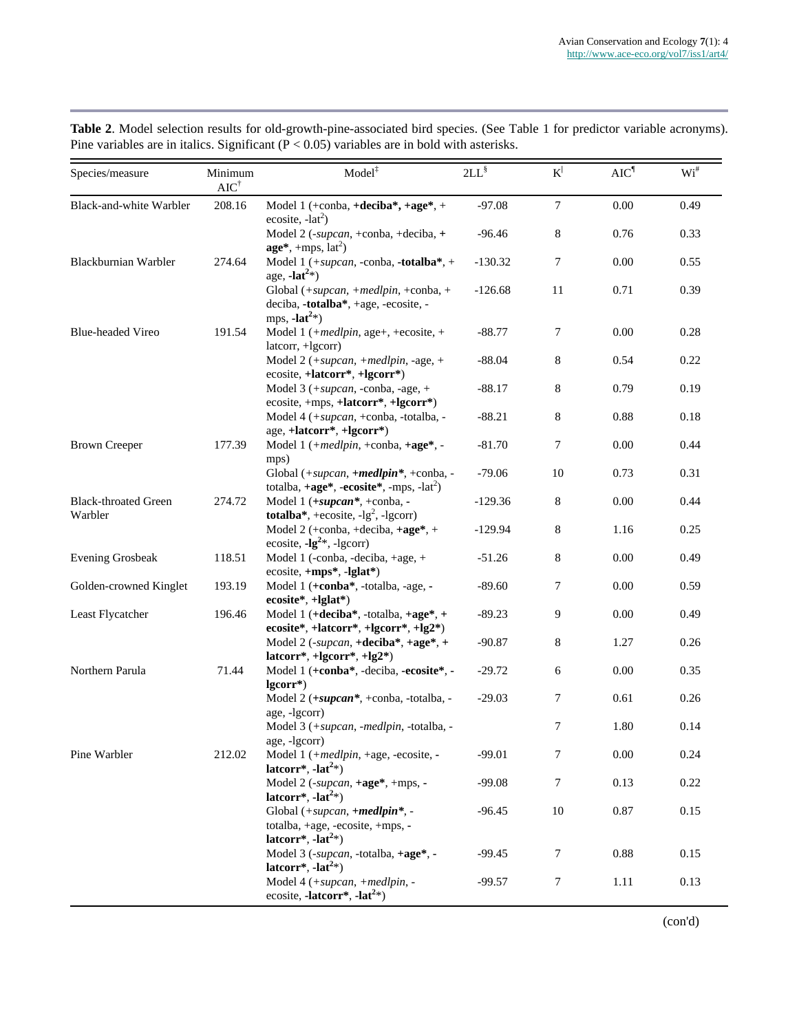**Table 2**. Model selection results for old-growth-pine-associated bird species. (See Table 1 for predictor variable acronyms). Pine variables are in italics. Significant ($P < 0.05$) variables are in bold with asterisks.

| Species/measure | Minimum AIC[†] | Model[‡] | 2LL[§] | K[|] | AIC[¶] | Wi[#] |
|---|---|---|---|---|---|---|
| Black-and-white Warbler | 208.16 | Model 1 (+conba, **+deciba\***, **+age\***, + ecosite, -lat$^2$) | -97.08 | 7 | 0.00 | 0.49 |
| | | Model 2 (-*supcan*, +conba, +deciba, **+ age\***, +mps, lat$^2$) | -96.46 | 8 | 0.76 | 0.33 |
| Blackburnian Warbler | 274.64 | Model 1 (+*supcan*, -conba, **-totalba\***, + age, **-lat$^2$\***) | -130.32 | 7 | 0.00 | 0.55 |
| | | Global (+*supcan*, +*medlpin*, +conba, + deciba, **-totalba\***, +age, -ecosite, -mps, **-lat$^2$\***) | -126.68 | 11 | 0.71 | 0.39 |
| Blue-headed Vireo | 191.54 | Model 1 (+*medlpin*, age+, +ecosite, + latcorr, +lgcorr) | -88.77 | 7 | 0.00 | 0.28 |
| | | Model 2 (+*supcan*, +*medlpin*, -age, + ecosite, **+latcorr\***, **+lgcorr\***) | -88.04 | 8 | 0.54 | 0.22 |
| | | Model 3 (+*supcan*, -conba, -age, + ecosite, +mps, **+latcorr\***, **+lgcorr\***) | -88.17 | 8 | 0.79 | 0.19 |
| | | Model 4 (+*supcan*, +conba, -totalba, -age, **+latcorr\***, **+lgcorr\***) | -88.21 | 8 | 0.88 | 0.18 |
| Brown Creeper | 177.39 | Model 1 (+*medlpin*, +conba, **+age\***, -mps) | -81.70 | 7 | 0.00 | 0.44 |
| | | Global (+*supcan*, **+*medlpin*\***, +conba, -totalba, **+age\***, **-ecosite\***, -mps, -lat$^2$) | -79.06 | 10 | 0.73 | 0.31 |
| Black-throated Green Warbler | 274.72 | Model 1 (**+*supcan*\***, +conba, **-totalba\***, +ecosite, -lg$^2$, -lgcorr) | -129.36 | 8 | 0.00 | 0.44 |
| | | Model 2 (+conba, +deciba, **+age\***, + ecosite, **-lg$^2$\***, -lgcorr) | -129.94 | 8 | 1.16 | 0.25 |
| Evening Grosbeak | 118.51 | Model 1 (-conba, -deciba, +age, + ecosite, **+mps\***, **-lglat\***) | -51.26 | 8 | 0.00 | 0.49 |
| Golden-crowned Kinglet | 193.19 | Model 1 (**+conba\***, -totalba, -age, **-ecosite\***, **+lglat\***) | -89.60 | 7 | 0.00 | 0.59 |
| Least Flycatcher | 196.46 | Model 1 (**+deciba\***, -totalba, **+age\***, **+ ecosite\***, **+latcorr\***, **+lgcorr\***, **+lg2\***) | -89.23 | 9 | 0.00 | 0.49 |
| | | Model 2 (-*supcan*, **+deciba\***, **+age\***, **+ latcorr\***, **+lgcorr\***, **+lg2\***) | -90.87 | 8 | 1.27 | 0.26 |
| Northern Parula | 71.44 | Model 1 (**+conba\***, -deciba, **-ecosite\***, **-lgcorr\***) | -29.72 | 6 | 0.00 | 0.35 |
| | | Model 2 (**+*supcan*\***, +conba, -totalba, -age, -lgcorr) | -29.03 | 7 | 0.61 | 0.26 |
| | | Model 3 (+*supcan*, -*medlpin*, -totalba, -age, -lgcorr) | | 7 | 1.80 | 0.14 |
| Pine Warbler | 212.02 | Model 1 (+*medlpin*, +age, -ecosite, **-latcorr\***, **-lat$^2$\***) | -99.01 | 7 | 0.00 | 0.24 |
| | | Model 2 (-*supcan*, **+age\***, +mps, **-latcorr\***, **-lat$^2$\***) | -99.08 | 7 | 0.13 | 0.22 |
| | | Global (+*supcan*, **+*medlpin*\***, -totalba, +age, -ecosite, +mps, **-latcorr\***, **-lat$^2$\***) | -96.45 | 10 | 0.87 | 0.15 |
| | | Model 3 (-*supcan*, -totalba, **+age\***, **-latcorr\***, **-lat$^2$\***) | -99.45 | 7 | 0.88 | 0.15 |
| | | Model 4 (+*supcan*, +*medlpin*, -ecosite, **-latcorr\***, **-lat$^2$\***) | -99.57 | 7 | 1.11 | 0.13 |

(con'd)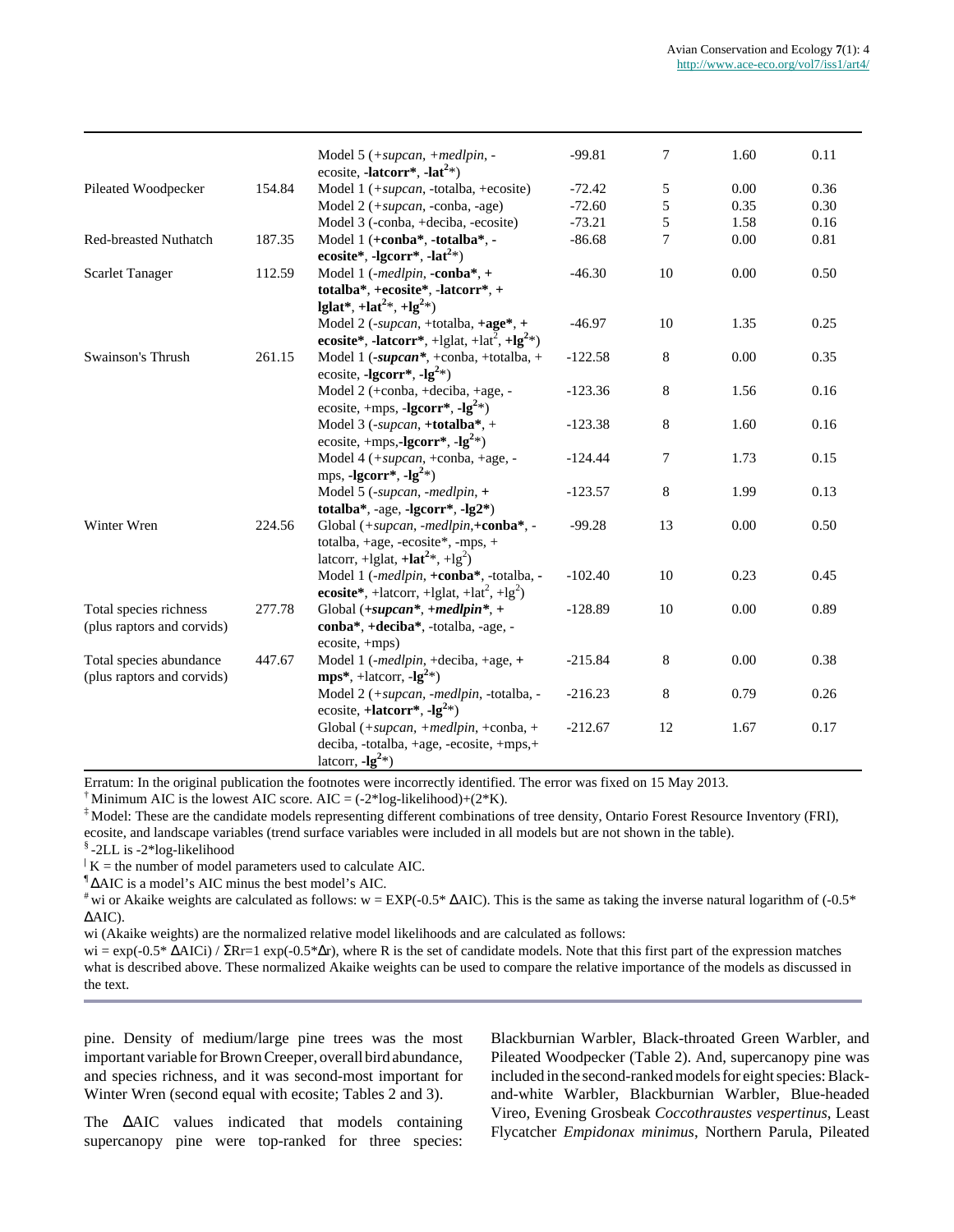| | | | | | | |
|---|---|---|---|---|---|---|
| | | Model 5 (+*supcan*, +*medlpin*, -ecosite, **-latcorr***, **-lat²***) | -99.81 | 7 | 1.60 | 0.11 |
| Pileated Woodpecker | 154.84 | Model 1 (+*supcan*, -totalba, +ecosite) | -72.42 | 5 | 0.00 | 0.36 |
| | | Model 2 (+*supcan*, -conba, -age) | -72.60 | 5 | 0.35 | 0.30 |
| | | Model 3 (-conba, +deciba, -ecosite) | -73.21 | 5 | 1.58 | 0.16 |
| Red-breasted Nuthatch | 187.35 | Model 1 (**+conba***, **-totalba***, -**ecosite***, **-lgcorr***, **-lat²***) | -86.68 | 7 | 0.00 | 0.81 |
| Scarlet Tanager | 112.59 | Model 1 (-*medlpin*, **-conba***, + **totalba***, **+ecosite***, **-latcorr***, + **lglat***, **+lat²***, **+lg²***) | -46.30 | 10 | 0.00 | 0.50 |
| | | Model 2 (-*supcan*, +totalba, **+age***, + **ecosite***, **-latcorr***, +lglat, +lat², **+lg²***) | -46.97 | 10 | 1.35 | 0.25 |
| Swainson's Thrush | 261.15 | Model 1 (***-supcan****, +conba, +totalba, + ecosite, **-lgcorr***, **-lg²***) | -122.58 | 8 | 0.00 | 0.35 |
| | | Model 2 (+conba, +deciba, +age, -ecosite, +mps, **-lgcorr***, **-lg²***) | -123.36 | 8 | 1.56 | 0.16 |
| | | Model 3 (-*supcan*, **+totalba***, + ecosite, +mps,**-lgcorr***, **-lg²***) | -123.38 | 8 | 1.60 | 0.16 |
| | | Model 4 (+*supcan*, +conba, +age, -mps, **-lgcorr***, **-lg²***) | -124.44 | 7 | 1.73 | 0.15 |
| | | Model 5 (-*supcan*, -*medlpin*, + **totalba***, -age, **-lgcorr***, **-lg2***) | -123.57 | 8 | 1.99 | 0.13 |
| Winter Wren | 224.56 | Global (+*supcan*, -*medlpin*,**+conba***, -totalba, +age, -ecosite*, -mps, + latcorr, +lglat, **+lat²***, +lg²) | -99.28 | 13 | 0.00 | 0.50 |
| | | Model 1 (-*medlpin*, **+conba***, -totalba, -**ecosite***, +latcorr, +lglat, +lat², +lg²) | -102.40 | 10 | 0.23 | 0.45 |
| Total species richness (plus raptors and corvids) | 277.78 | Global (***+supcan****, ***+medlpin****, + **conba***, **+deciba***, -totalba, -age, -ecosite, +mps) | -128.89 | 10 | 0.00 | 0.89 |
| Total species abundance (plus raptors and corvids) | 447.67 | Model 1 (-*medlpin*, +deciba, +age, + **mps***, +latcorr, **-lg²***) | -215.84 | 8 | 0.00 | 0.38 |
| | | Model 2 (+*supcan*, -*medlpin*, -totalba, -ecosite, **+latcorr***, **-lg²***) | -216.23 | 8 | 0.79 | 0.26 |
| | | Global (+*supcan*, +*medlpin*, +conba, + deciba, -totalba, +age, -ecosite, +mps,+ latcorr, **-lg²***) | -212.67 | 12 | 1.67 | 0.17 |

Erratum: In the original publication the footnotes were incorrectly identified. The error was fixed on 15 May 2013.

† Minimum AIC is the lowest AIC score. AIC = (-2*log-likelihood)+(2*K).

‡ Model: These are the candidate models representing different combinations of tree density, Ontario Forest Resource Inventory (FRI), ecosite, and landscape variables (trend surface variables were included in all models but are not shown in the table).

§ -2LL is -2*log-likelihood

| K = the number of model parameters used to calculate AIC.

¶ ΔAIC is a model's AIC minus the best model's AIC.

\# wi or Akaike weights are calculated as follows: w = EXP(-0.5* ΔAIC). This is the same as taking the inverse natural logarithm of (-0.5* ΔAIC).

wi (Akaike weights) are the normalized relative model likelihoods and are calculated as follows:

wi = exp(-0.5* ΔAICi) / ΣRr=1 exp(-0.5*Δr), where R is the set of candidate models. Note that this first part of the expression matches what is described above. These normalized Akaike weights can be used to compare the relative importance of the models as discussed in the text.

pine. Density of medium/large pine trees was the most important variable for Brown Creeper, overall bird abundance, and species richness, and it was second-most important for Winter Wren (second equal with ecosite; Tables 2 and 3).

The ΔAIC values indicated that models containing supercanopy pine were top-ranked for three species: Blackburnian Warbler, Black-throated Green Warbler, and Pileated Woodpecker (Table 2). And, supercanopy pine was included in the second-ranked models for eight species: Black-and-white Warbler, Blackburnian Warbler, Blue-headed Vireo, Evening Grosbeak *Coccothraustes vespertinus*, Least Flycatcher *Empidonax minimus*, Northern Parula, Pileated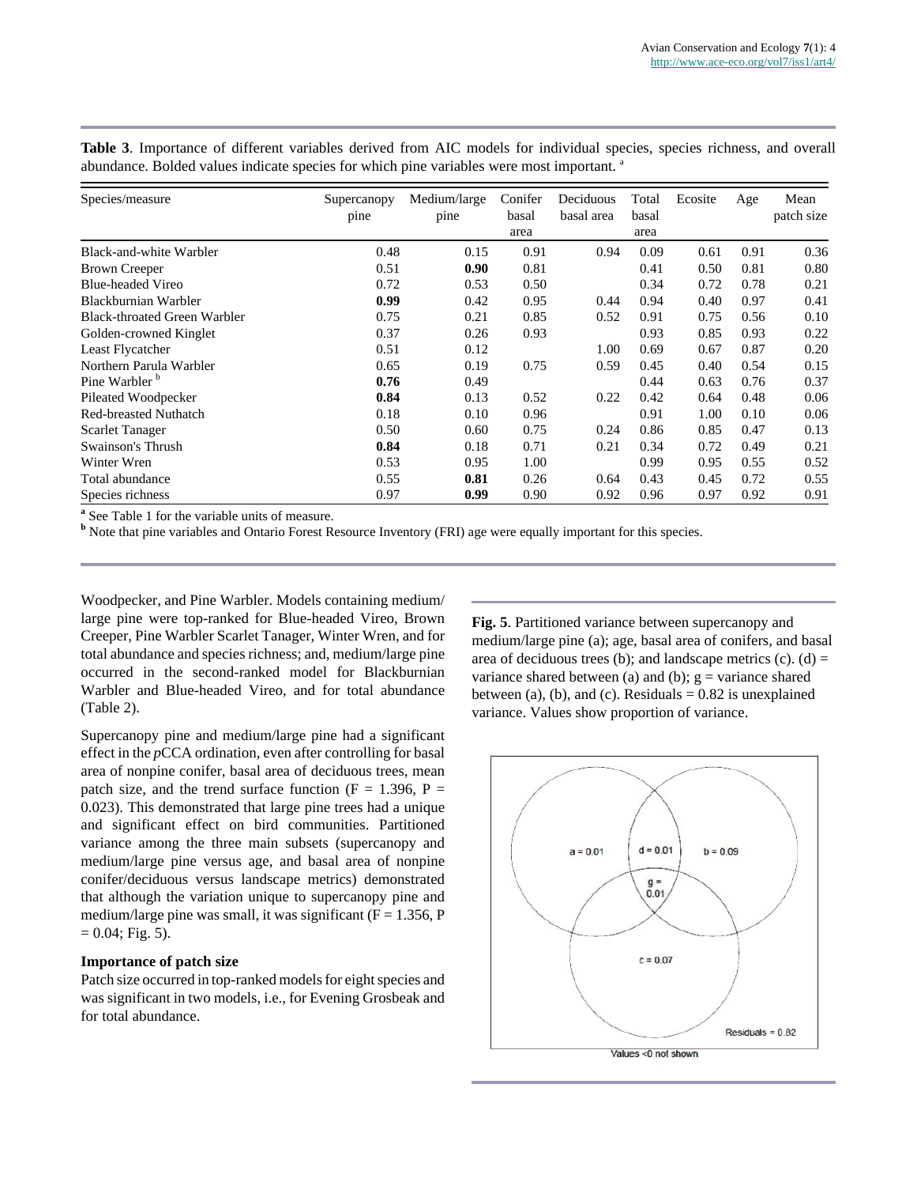**Table 3**. Importance of different variables derived from AIC models for individual species, species richness, and overall abundance. Bolded values indicate species for which pine variables were most important. [a]

| Species/measure | Supercanopy pine | Medium/large pine | Conifer basal area | Deciduous basal area | Total basal area | Ecosite | Age | Mean patch size |
|---|---|---|---|---|---|---|---|---|
| Black-and-white Warbler | 0.48 | 0.15 | 0.91 | 0.94 | 0.09 | 0.61 | 0.91 | 0.36 |
| Brown Creeper | 0.51 | **0.90** | 0.81 | | 0.41 | 0.50 | 0.81 | 0.80 |
| Blue-headed Vireo | 0.72 | 0.53 | 0.50 | | 0.34 | 0.72 | 0.78 | 0.21 |
| Blackburnian Warbler | **0.99** | 0.42 | 0.95 | 0.44 | 0.94 | 0.40 | 0.97 | 0.41 |
| Black-throated Green Warbler | 0.75 | 0.21 | 0.85 | 0.52 | 0.91 | 0.75 | 0.56 | 0.10 |
| Golden-crowned Kinglet | 0.37 | 0.26 | 0.93 | | 0.93 | 0.85 | 0.93 | 0.22 |
| Least Flycatcher | 0.51 | 0.12 | | 1.00 | 0.69 | 0.67 | 0.87 | 0.20 |
| Northern Parula Warbler | 0.65 | 0.19 | 0.75 | 0.59 | 0.45 | 0.40 | 0.54 | 0.15 |
| Pine Warbler [b] | **0.76** | 0.49 | | | 0.44 | 0.63 | 0.76 | 0.37 |
| Pileated Woodpecker | **0.84** | 0.13 | 0.52 | 0.22 | 0.42 | 0.64 | 0.48 | 0.06 |
| Red-breasted Nuthatch | 0.18 | 0.10 | 0.96 | | 0.91 | 1.00 | 0.10 | 0.06 |
| Scarlet Tanager | 0.50 | 0.60 | 0.75 | 0.24 | 0.86 | 0.85 | 0.47 | 0.13 |
| Swainson's Thrush | **0.84** | 0.18 | 0.71 | 0.21 | 0.34 | 0.72 | 0.49 | 0.21 |
| Winter Wren | 0.53 | 0.95 | 1.00 | | 0.99 | 0.95 | 0.55 | 0.52 |
| Total abundance | 0.55 | **0.81** | 0.26 | 0.64 | 0.43 | 0.45 | 0.72 | 0.55 |
| Species richness | 0.97 | **0.99** | 0.90 | 0.92 | 0.96 | 0.97 | 0.92 | 0.91 |

[a] See Table 1 for the variable units of measure.

[b] Note that pine variables and Ontario Forest Resource Inventory (FRI) age were equally important for this species.

Woodpecker, and Pine Warbler. Models containing medium/large pine were top-ranked for Blue-headed Vireo, Brown Creeper, Pine Warbler Scarlet Tanager, Winter Wren, and for total abundance and species richness; and, medium/large pine occurred in the second-ranked model for Blackburnian Warbler and Blue-headed Vireo, and for total abundance (Table 2).

Supercanopy pine and medium/large pine had a significant effect in the *p*CCA ordination, even after controlling for basal area of nonpine conifer, basal area of deciduous trees, mean patch size, and the trend surface function ($F = 1.396$, $P = 0.023$). This demonstrated that large pine trees had a unique and significant effect on bird communities. Partitioned variance among the three main subsets (supercanopy and medium/large pine versus age, and basal area of nonpine conifer/deciduous versus landscape metrics) demonstrated that although the variation unique to supercanopy pine and medium/large pine was small, it was significant ($F = 1.356$, $P = 0.04$; Fig. 5).

### Importance of patch size

Patch size occurred in top-ranked models for eight species and was significant in two models, i.e., for Evening Grosbeak and for total abundance.

**Fig. 5**. Partitioned variance between supercanopy and medium/large pine (a); age, basal area of conifers, and basal area of deciduous trees (b); and landscape metrics (c). (d) = variance shared between (a) and (b); g = variance shared between (a), (b), and (c). Residuals = 0.82 is unexplained variance. Values show proportion of variance.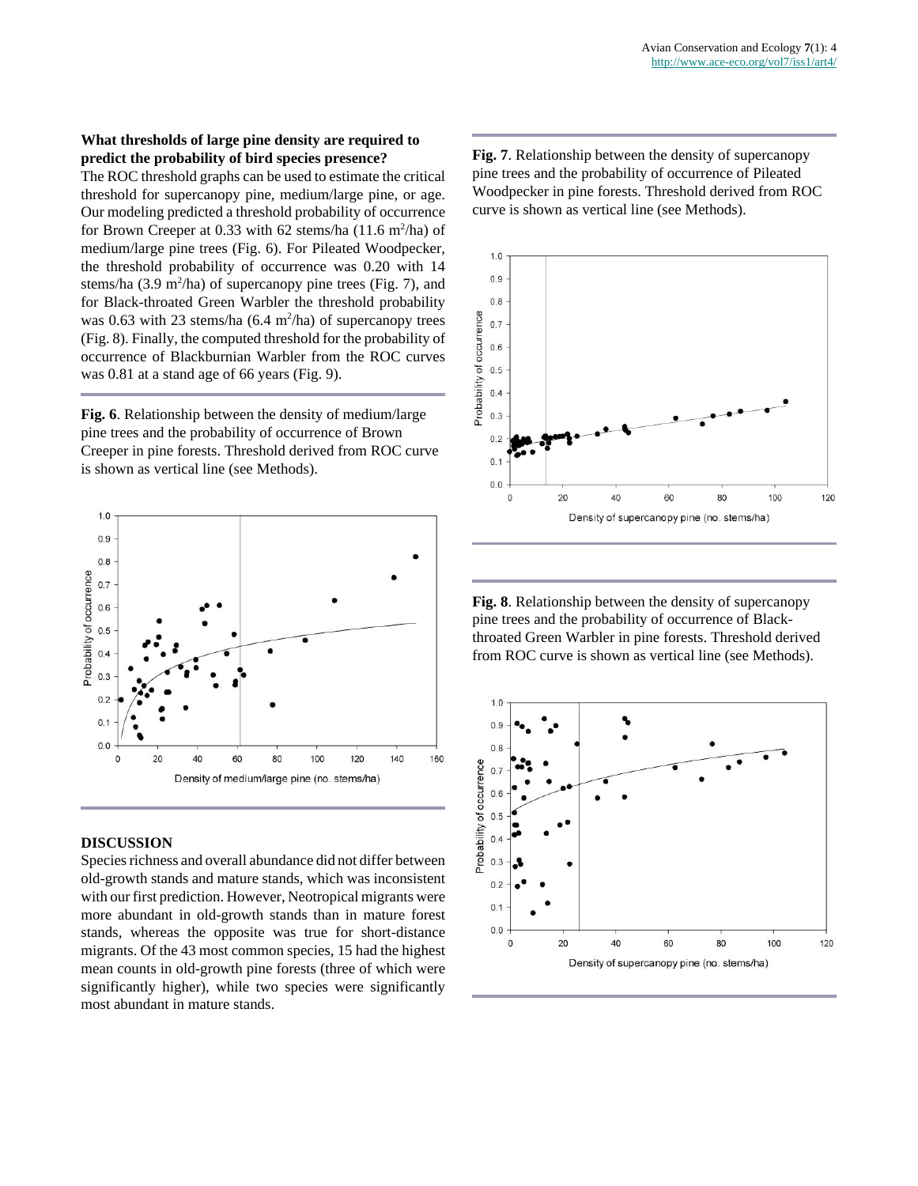**What thresholds of large pine density are required to predict the probability of bird species presence?**

The ROC threshold graphs can be used to estimate the critical threshold for supercanopy pine, medium/large pine, or age. Our modeling predicted a threshold probability of occurrence for Brown Creeper at 0.33 with 62 stems/ha (11.6 $m^2$/ha) of medium/large pine trees (Fig. 6). For Pileated Woodpecker, the threshold probability of occurrence was 0.20 with 14 stems/ha (3.9 $m^2$/ha) of supercanopy pine trees (Fig. 7), and for Black-throated Green Warbler the threshold probability was 0.63 with 23 stems/ha (6.4 $m^2$/ha) of supercanopy trees (Fig. 8). Finally, the computed threshold for the probability of occurrence of Blackburnian Warbler from the ROC curves was 0.81 at a stand age of 66 years (Fig. 9).

**Fig. 6**. Relationship between the density of medium/large pine trees and the probability of occurrence of Brown Creeper in pine forests. Threshold derived from ROC curve is shown as vertical line (see Methods).

**Fig. 7**. Relationship between the density of supercanopy pine trees and the probability of occurrence of Pileated Woodpecker in pine forests. Threshold derived from ROC curve is shown as vertical line (see Methods).

**Fig. 8**. Relationship between the density of supercanopy pine trees and the probability of occurrence of Black-throated Green Warbler in pine forests. Threshold derived from ROC curve is shown as vertical line (see Methods).

## DISCUSSION

Species richness and overall abundance did not differ between old-growth stands and mature stands, which was inconsistent with our first prediction. However, Neotropical migrants were more abundant in old-growth stands than in mature forest stands, whereas the opposite was true for short-distance migrants. Of the 43 most common species, 15 had the highest mean counts in old-growth pine forests (three of which were significantly higher), while two species were significantly most abundant in mature stands.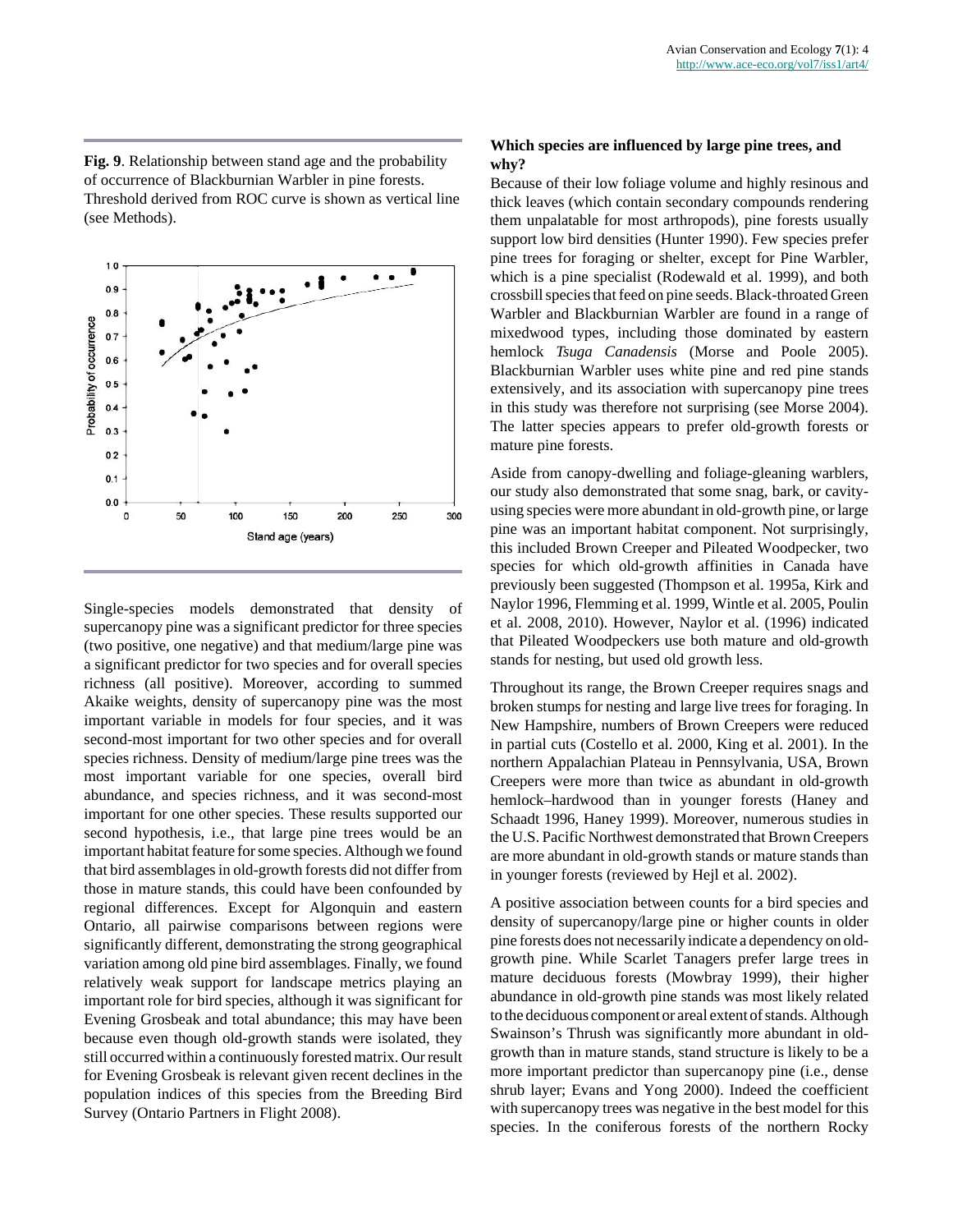**Fig. 9**. Relationship between stand age and the probability of occurrence of Blackburnian Warbler in pine forests. Threshold derived from ROC curve is shown as vertical line (see Methods).

Single-species models demonstrated that density of supercanopy pine was a significant predictor for three species (two positive, one negative) and that medium/large pine was a significant predictor for two species and for overall species richness (all positive). Moreover, according to summed Akaike weights, density of supercanopy pine was the most important variable in models for four species, and it was second-most important for two other species and for overall species richness. Density of medium/large pine trees was the most important variable for one species, overall bird abundance, and species richness, and it was second-most important for one other species. These results supported our second hypothesis, i.e., that large pine trees would be an important habitat feature for some species. Although we found that bird assemblages in old-growth forests did not differ from those in mature stands, this could have been confounded by regional differences. Except for Algonquin and eastern Ontario, all pairwise comparisons between regions were significantly different, demonstrating the strong geographical variation among old pine bird assemblages. Finally, we found relatively weak support for landscape metrics playing an important role for bird species, although it was significant for Evening Grosbeak and total abundance; this may have been because even though old-growth stands were isolated, they still occurred within a continuously forested matrix. Our result for Evening Grosbeak is relevant given recent declines in the population indices of this species from the Breeding Bird Survey (Ontario Partners in Flight 2008).

### Which species are influenced by large pine trees, and why?

Because of their low foliage volume and highly resinous and thick leaves (which contain secondary compounds rendering them unpalatable for most arthropods), pine forests usually support low bird densities (Hunter 1990). Few species prefer pine trees for foraging or shelter, except for Pine Warbler, which is a pine specialist (Rodewald et al. 1999), and both crossbill species that feed on pine seeds. Black-throated Green Warbler and Blackburnian Warbler are found in a range of mixedwood types, including those dominated by eastern hemlock *Tsuga Canadensis* (Morse and Poole 2005). Blackburnian Warbler uses white pine and red pine stands extensively, and its association with supercanopy pine trees in this study was therefore not surprising (see Morse 2004). The latter species appears to prefer old-growth forests or mature pine forests.

Aside from canopy-dwelling and foliage-gleaning warblers, our study also demonstrated that some snag, bark, or cavity-using species were more abundant in old-growth pine, or large pine was an important habitat component. Not surprisingly, this included Brown Creeper and Pileated Woodpecker, two species for which old-growth affinities in Canada have previously been suggested (Thompson et al. 1995a, Kirk and Naylor 1996, Flemming et al. 1999, Wintle et al. 2005, Poulin et al. 2008, 2010). However, Naylor et al. (1996) indicated that Pileated Woodpeckers use both mature and old-growth stands for nesting, but used old growth less.

Throughout its range, the Brown Creeper requires snags and broken stumps for nesting and large live trees for foraging. In New Hampshire, numbers of Brown Creepers were reduced in partial cuts (Costello et al. 2000, King et al. 2001). In the northern Appalachian Plateau in Pennsylvania, USA, Brown Creepers were more than twice as abundant in old-growth hemlock–hardwood than in younger forests (Haney and Schaadt 1996, Haney 1999). Moreover, numerous studies in the U.S. Pacific Northwest demonstrated that Brown Creepers are more abundant in old-growth stands or mature stands than in younger forests (reviewed by Hejl et al. 2002).

A positive association between counts for a bird species and density of supercanopy/large pine or higher counts in older pine forests does not necessarily indicate a dependency on old-growth pine. While Scarlet Tanagers prefer large trees in mature deciduous forests (Mowbray 1999), their higher abundance in old-growth pine stands was most likely related to the deciduous component or areal extent of stands. Although Swainson's Thrush was significantly more abundant in old-growth than in mature stands, stand structure is likely to be a more important predictor than supercanopy pine (i.e., dense shrub layer; Evans and Yong 2000). Indeed the coefficient with supercanopy trees was negative in the best model for this species. In the coniferous forests of the northern Rocky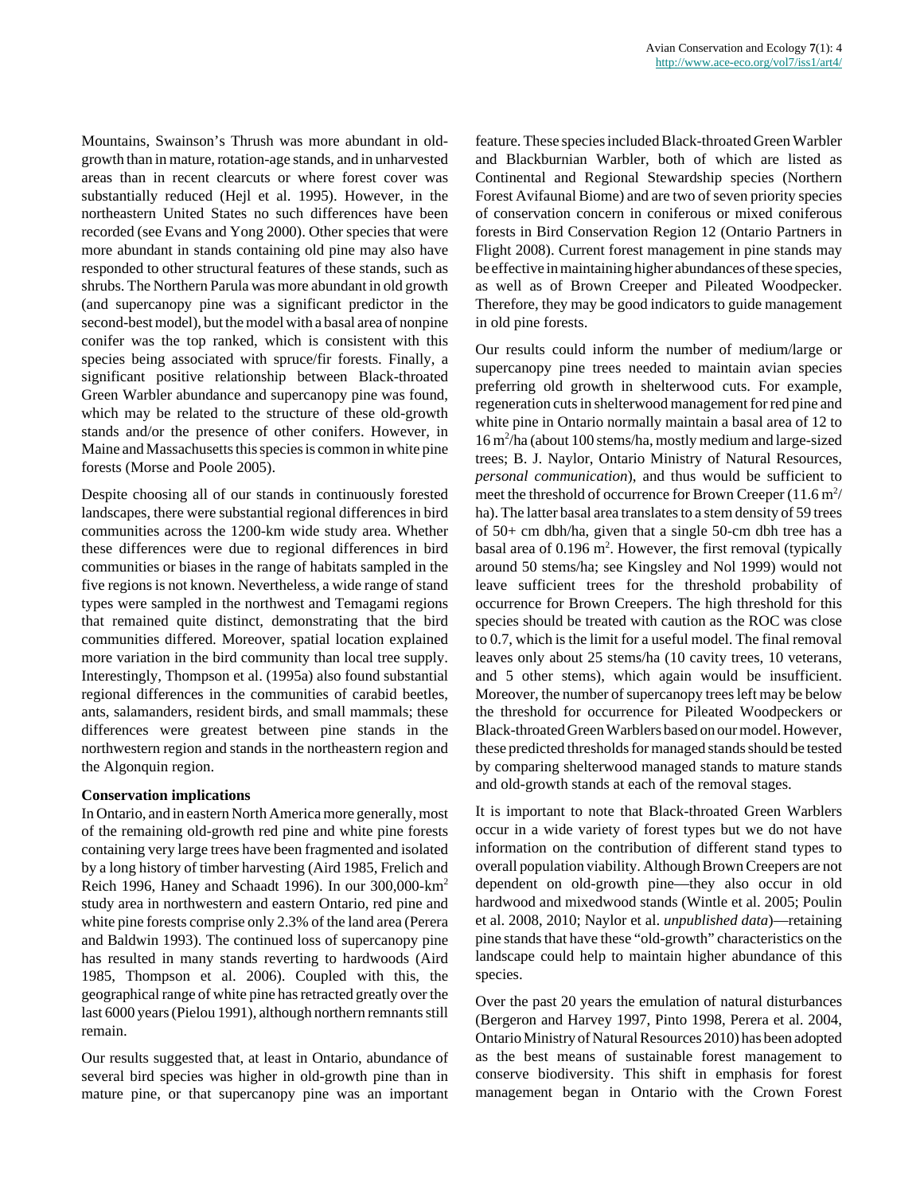Mountains, Swainson's Thrush was more abundant in old-growth than in mature, rotation-age stands, and in unharvested areas than in recent clearcuts or where forest cover was substantially reduced (Hejl et al. 1995). However, in the northeastern United States no such differences have been recorded (see Evans and Yong 2000). Other species that were more abundant in stands containing old pine may also have responded to other structural features of these stands, such as shrubs. The Northern Parula was more abundant in old growth (and supercanopy pine was a significant predictor in the second-best model), but the model with a basal area of nonpine conifer was the top ranked, which is consistent with this species being associated with spruce/fir forests. Finally, a significant positive relationship between Black-throated Green Warbler abundance and supercanopy pine was found, which may be related to the structure of these old-growth stands and/or the presence of other conifers. However, in Maine and Massachusetts this species is common in white pine forests (Morse and Poole 2005).

Despite choosing all of our stands in continuously forested landscapes, there were substantial regional differences in bird communities across the 1200-km wide study area. Whether these differences were due to regional differences in bird communities or biases in the range of habitats sampled in the five regions is not known. Nevertheless, a wide range of stand types were sampled in the northwest and Temagami regions that remained quite distinct, demonstrating that the bird communities differed. Moreover, spatial location explained more variation in the bird community than local tree supply. Interestingly, Thompson et al. (1995a) also found substantial regional differences in the communities of carabid beetles, ants, salamanders, resident birds, and small mammals; these differences were greatest between pine stands in the northwestern region and stands in the northeastern region and the Algonquin region.

### Conservation implications

In Ontario, and in eastern North America more generally, most of the remaining old-growth red pine and white pine forests containing very large trees have been fragmented and isolated by a long history of timber harvesting (Aird 1985, Frelich and Reich 1996, Haney and Schaadt 1996). In our 300,000-km$^2$ study area in northwestern and eastern Ontario, red pine and white pine forests comprise only 2.3% of the land area (Perera and Baldwin 1993). The continued loss of supercanopy pine has resulted in many stands reverting to hardwoods (Aird 1985, Thompson et al. 2006). Coupled with this, the geographical range of white pine has retracted greatly over the last 6000 years (Pielou 1991), although northern remnants still remain.

Our results suggested that, at least in Ontario, abundance of several bird species was higher in old-growth pine than in mature pine, or that supercanopy pine was an important feature. These species included Black-throated Green Warbler and Blackburnian Warbler, both of which are listed as Continental and Regional Stewardship species (Northern Forest Avifaunal Biome) and are two of seven priority species of conservation concern in coniferous or mixed coniferous forests in Bird Conservation Region 12 (Ontario Partners in Flight 2008). Current forest management in pine stands may be effective in maintaining higher abundances of these species, as well as of Brown Creeper and Pileated Woodpecker. Therefore, they may be good indicators to guide management in old pine forests.

Our results could inform the number of medium/large or supercanopy pine trees needed to maintain avian species preferring old growth in shelterwood cuts. For example, regeneration cuts in shelterwood management for red pine and white pine in Ontario normally maintain a basal area of 12 to 16 m$^2$/ha (about 100 stems/ha, mostly medium and large-sized trees; B. J. Naylor, Ontario Ministry of Natural Resources, *personal communication*), and thus would be sufficient to meet the threshold of occurrence for Brown Creeper (11.6 m$^2$/ha). The latter basal area translates to a stem density of 59 trees of 50+ cm dbh/ha, given that a single 50-cm dbh tree has a basal area of 0.196 m$^2$. However, the first removal (typically around 50 stems/ha; see Kingsley and Nol 1999) would not leave sufficient trees for the threshold probability of occurrence for Brown Creepers. The high threshold for this species should be treated with caution as the ROC was close to 0.7, which is the limit for a useful model. The final removal leaves only about 25 stems/ha (10 cavity trees, 10 veterans, and 5 other stems), which again would be insufficient. Moreover, the number of supercanopy trees left may be below the threshold for occurrence for Pileated Woodpeckers or Black-throated Green Warblers based on our model. However, these predicted thresholds for managed stands should be tested by comparing shelterwood managed stands to mature stands and old-growth stands at each of the removal stages.

It is important to note that Black-throated Green Warblers occur in a wide variety of forest types but we do not have information on the contribution of different stand types to overall population viability. Although Brown Creepers are not dependent on old-growth pine—they also occur in old hardwood and mixedwood stands (Wintle et al. 2005; Poulin et al. 2008, 2010; Naylor et al. *unpublished data*)—retaining pine stands that have these "old-growth" characteristics on the landscape could help to maintain higher abundance of this species.

Over the past 20 years the emulation of natural disturbances (Bergeron and Harvey 1997, Pinto 1998, Perera et al. 2004, Ontario Ministry of Natural Resources 2010) has been adopted as the best means of sustainable forest management to conserve biodiversity. This shift in emphasis for forest management began in Ontario with the Crown Forest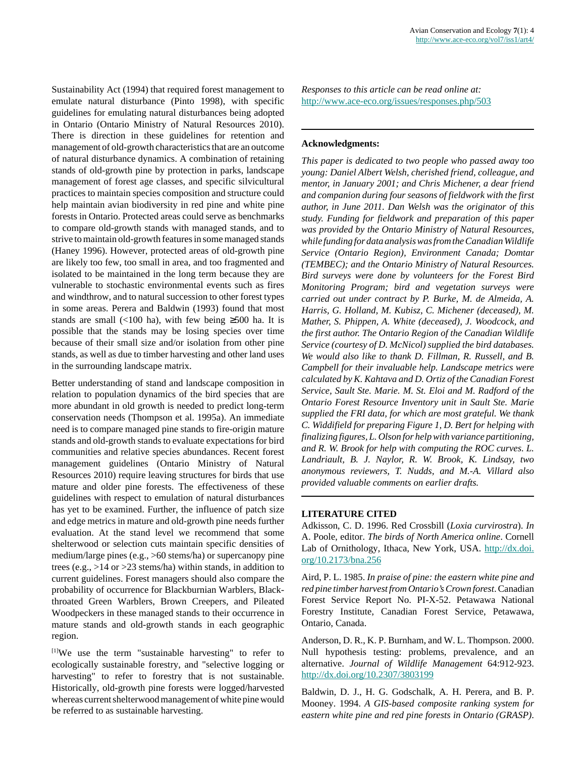Sustainability Act (1994) that required forest management to emulate natural disturbance (Pinto 1998), with specific guidelines for emulating natural disturbances being adopted in Ontario (Ontario Ministry of Natural Resources 2010). There is direction in these guidelines for retention and management of old-growth characteristics that are an outcome of natural disturbance dynamics. A combination of retaining stands of old-growth pine by protection in parks, landscape management of forest age classes, and specific silvicultural practices to maintain species composition and structure could help maintain avian biodiversity in red pine and white pine forests in Ontario. Protected areas could serve as benchmarks to compare old-growth stands with managed stands, and to strive to maintain old-growth features in some managed stands (Haney 1996). However, protected areas of old-growth pine are likely too few, too small in area, and too fragmented and isolated to be maintained in the long term because they are vulnerable to stochastic environmental events such as fires and windthrow, and to natural succession to other forest types in some areas. Perera and Baldwin (1993) found that most stands are small (<100 ha), with few being ≥500 ha. It is possible that the stands may be losing species over time because of their small size and/or isolation from other pine stands, as well as due to timber harvesting and other land uses in the surrounding landscape matrix.

Better understanding of stand and landscape composition in relation to population dynamics of the bird species that are more abundant in old growth is needed to predict long-term conservation needs (Thompson et al. 1995a). An immediate need is to compare managed pine stands to fire-origin mature stands and old-growth stands to evaluate expectations for bird communities and relative species abundances. Recent forest management guidelines (Ontario Ministry of Natural Resources 2010) require leaving structures for birds that use mature and older pine forests. The effectiveness of these guidelines with respect to emulation of natural disturbances has yet to be examined. Further, the influence of patch size and edge metrics in mature and old-growth pine needs further evaluation. At the stand level we recommend that some shelterwood or selection cuts maintain specific densities of medium/large pines (e.g., >60 stems/ha) or supercanopy pine trees (e.g., >14 or >23 stems/ha) within stands, in addition to current guidelines. Forest managers should also compare the probability of occurrence for Blackburnian Warblers, Black-throated Green Warblers, Brown Creepers, and Pileated Woodpeckers in these managed stands to their occurrence in mature stands and old-growth stands in each geographic region.

[1]We use the term "sustainable harvesting" to refer to ecologically sustainable forestry, and "selective logging or harvesting" to refer to forestry that is not sustainable. Historically, old-growth pine forests were logged/harvested whereas current shelterwood management of white pine would be referred to as sustainable harvesting.

*Responses to this article can be read online at:*
http://www.ace-eco.org/issues/responses.php/503

---

**Acknowledgments:**

*This paper is dedicated to two people who passed away too young: Daniel Albert Welsh, cherished friend, colleague, and mentor, in January 2001; and Chris Michener, a dear friend and companion during four seasons of fieldwork with the first author, in June 2011. Dan Welsh was the originator of this study. Funding for fieldwork and preparation of this paper was provided by the Ontario Ministry of Natural Resources, while funding for data analysis was from the Canadian Wildlife Service (Ontario Region), Environment Canada; Domtar (TEMBEC); and the Ontario Ministry of Natural Resources. Bird surveys were done by volunteers for the Forest Bird Monitoring Program; bird and vegetation surveys were carried out under contract by P. Burke, M. de Almeida, A. Harris, G. Holland, M. Kubisz, C. Michener (deceased), M. Mather, S. Phippen, A. White (deceased), J. Woodcock, and the first author. The Ontario Region of the Canadian Wildlife Service (courtesy of D. McNicol) supplied the bird databases. We would also like to thank D. Fillman, R. Russell, and B. Campbell for their invaluable help. Landscape metrics were calculated by K. Kahtava and D. Ortiz of the Canadian Forest Service, Sault Ste. Marie. M. St. Eloi and M. Radford of the Ontario Forest Resource Inventory unit in Sault Ste. Marie supplied the FRI data, for which are most grateful. We thank C. Widdifield for preparing Figure 1, D. Bert for helping with finalizing figures, L. Olson for help with variance partitioning, and R. W. Brook for help with computing the ROC curves. L. Landriault, B. J. Naylor, R. W. Brook, K. Lindsay, two anonymous reviewers, T. Nudds, and M.-A. Villard also provided valuable comments on earlier drafts.*

---

## LITERATURE CITED

Adkisson, C. D. 1996. Red Crossbill (*Loxia curvirostra*). *In* A. Poole, editor. *The birds of North America online*. Cornell Lab of Ornithology, Ithaca, New York, USA. http://dx.doi.org/10.2173/bna.256

Aird, P. L. 1985. *In praise of pine: the eastern white pine and red pine timber harvest from Ontario's Crown forest*. Canadian Forest Service Report No. PI-X-52. Petawawa National Forestry Institute, Canadian Forest Service, Petawawa, Ontario, Canada.

Anderson, D. R., K. P. Burnham, and W. L. Thompson. 2000. Null hypothesis testing: problems, prevalence, and an alternative. *Journal of Wildlife Management* 64:912-923. http://dx.doi.org/10.2307/3803199

Baldwin, D. J., H. G. Godschalk, A. H. Perera, and B. P. Mooney. 1994. *A GIS-based composite ranking system for eastern white pine and red pine forests in Ontario (GRASP)*.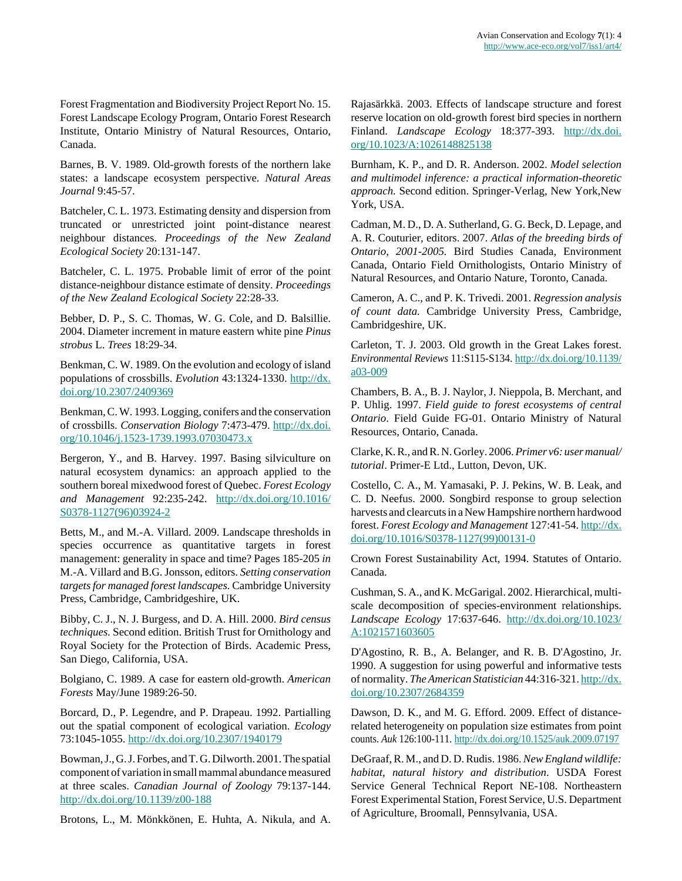Forest Fragmentation and Biodiversity Project Report No. 15. Forest Landscape Ecology Program, Ontario Forest Research Institute, Ontario Ministry of Natural Resources, Ontario, Canada.

Barnes, B. V. 1989. Old-growth forests of the northern lake states: a landscape ecosystem perspective. *Natural Areas Journal* 9:45-57.

Batcheler, C. L. 1973. Estimating density and dispersion from truncated or unrestricted joint point-distance nearest neighbour distances. *Proceedings of the New Zealand Ecological Society* 20:131-147.

Batcheler, C. L. 1975. Probable limit of error of the point distance-neighbour distance estimate of density. *Proceedings of the New Zealand Ecological Society* 22:28-33.

Bebber, D. P., S. C. Thomas, W. G. Cole, and D. Balsillie. 2004. Diameter increment in mature eastern white pine *Pinus strobus* L. *Trees* 18:29-34.

Benkman, C. W. 1989. On the evolution and ecology of island populations of crossbills. *Evolution* 43:1324-1330. http://dx.doi.org/10.2307/2409369

Benkman, C. W. 1993. Logging, conifers and the conservation of crossbills. *Conservation Biology* 7:473-479. http://dx.doi.org/10.1046/j.1523-1739.1993.07030473.x

Bergeron, Y., and B. Harvey. 1997. Basing silviculture on natural ecosystem dynamics: an approach applied to the southern boreal mixedwood forest of Quebec. *Forest Ecology and Management* 92:235-242. http://dx.doi.org/10.1016/S0378-1127(96)03924-2

Betts, M., and M.-A. Villard. 2009. Landscape thresholds in species occurrence as quantitative targets in forest management: generality in space and time? Pages 185-205 *in* M.-A. Villard and B.G. Jonsson, editors. *Setting conservation targets for managed forest landscapes.* Cambridge University Press, Cambridge, Cambridgeshire, UK.

Bibby, C. J., N. J. Burgess, and D. A. Hill. 2000. *Bird census techniques.* Second edition. British Trust for Ornithology and Royal Society for the Protection of Birds. Academic Press, San Diego, California, USA.

Bolgiano, C. 1989. A case for eastern old-growth. *American Forests* May/June 1989:26-50.

Borcard, D., P. Legendre, and P. Drapeau. 1992. Partialling out the spatial component of ecological variation. *Ecology* 73:1045-1055. http://dx.doi.org/10.2307/1940179

Bowman, J., G. J. Forbes, and T. G. Dilworth. 2001. The spatial component of variation in small mammal abundance measured at three scales. *Canadian Journal of Zoology* 79:137-144. http://dx.doi.org/10.1139/z00-188

Brotons, L., M. Mönkkönen, E. Huhta, A. Nikula, and A. Rajasärkkä. 2003. Effects of landscape structure and forest reserve location on old-growth forest bird species in northern Finland. *Landscape Ecology* 18:377-393. http://dx.doi.org/10.1023/A:1026148825138

Burnham, K. P., and D. R. Anderson. 2002. *Model selection and multimodel inference: a practical information-theoretic approach.* Second edition. Springer-Verlag, New York,New York, USA.

Cadman, M. D., D. A. Sutherland, G. G. Beck, D. Lepage, and A. R. Couturier, editors. 2007. *Atlas of the breeding birds of Ontario, 2001-2005.* Bird Studies Canada, Environment Canada, Ontario Field Ornithologists, Ontario Ministry of Natural Resources, and Ontario Nature, Toronto, Canada.

Cameron, A. C., and P. K. Trivedi. 2001. *Regression analysis of count data.* Cambridge University Press, Cambridge, Cambridgeshire, UK.

Carleton, T. J. 2003. Old growth in the Great Lakes forest. *Environmental Reviews* 11:S115-S134. http://dx.doi.org/10.1139/a03-009

Chambers, B. A., B. J. Naylor, J. Nieppola, B. Merchant, and P. Uhlig. 1997. *Field guide to forest ecosystems of central Ontario*. Field Guide FG-01. Ontario Ministry of Natural Resources, Ontario, Canada.

Clarke, K. R., and R. N. Gorley. 2006. *Primer v6: user manual/tutorial*. Primer-E Ltd., Lutton, Devon, UK.

Costello, C. A., M. Yamasaki, P. J. Pekins, W. B. Leak, and C. D. Neefus. 2000. Songbird response to group selection harvests and clearcuts in a New Hampshire northern hardwood forest. *Forest Ecology and Management* 127:41-54. http://dx.doi.org/10.1016/S0378-1127(99)00131-0

Crown Forest Sustainability Act, 1994. Statutes of Ontario. Canada.

Cushman, S. A., and K. McGarigal. 2002. Hierarchical, multi-scale decomposition of species-environment relationships. *Landscape Ecology* 17:637-646. http://dx.doi.org/10.1023/A:1021571603605

D'Agostino, R. B., A. Belanger, and R. B. D'Agostino, Jr. 1990. A suggestion for using powerful and informative tests of normality. *The American Statistician* 44:316-321. http://dx.doi.org/10.2307/2684359

Dawson, D. K., and M. G. Efford. 2009. Effect of distance-related heterogeneity on population size estimates from point counts. *Auk* 126:100-111. http://dx.doi.org/10.1525/auk.2009.07197

DeGraaf, R. M., and D. D. Rudis. 1986. *New England wildlife: habitat, natural history and distribution*. USDA Forest Service General Technical Report NE-108. Northeastern Forest Experimental Station, Forest Service, U.S. Department of Agriculture, Broomall, Pennsylvania, USA.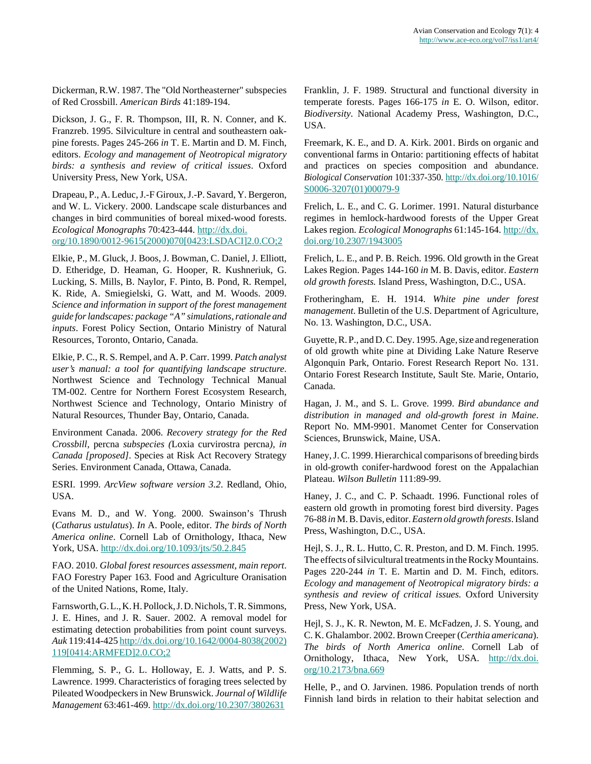Dickerman, R.W. 1987. The "Old Northeasterner" subspecies of Red Crossbill. *American Birds* 41:189-194.

Dickson, J. G., F. R. Thompson, III, R. N. Conner, and K. Franzreb. 1995. Silviculture in central and southeastern oak-pine forests. Pages 245-266 *in* T. E. Martin and D. M. Finch, editors. *Ecology and management of Neotropical migratory birds: a synthesis and review of critical issues*. Oxford University Press, New York, USA.

Drapeau, P., A. Leduc, J.-F Giroux, J.-P. Savard, Y. Bergeron, and W. L. Vickery. 2000. Landscape scale disturbances and changes in bird communities of boreal mixed-wood forests. *Ecological Monographs* 70:423-444. http://dx.doi.org/10.1890/0012-9615(2000)070[0423:LSDACI]2.0.CO;2

Elkie, P., M. Gluck, J. Boos, J. Bowman, C. Daniel, J. Elliott, D. Etheridge, D. Heaman, G. Hooper, R. Kushneriuk, G. Lucking, S. Mills, B. Naylor, F. Pinto, B. Pond, R. Rempel, K. Ride, A. Smiegielski, G. Watt, and M. Woods. 2009. *Science and information in support of the forest management guide for landscapes: package "A" simulations, rationale and inputs*. Forest Policy Section, Ontario Ministry of Natural Resources, Toronto, Ontario, Canada.

Elkie, P. C., R. S. Rempel, and A. P. Carr. 1999. *Patch analyst user's manual: a tool for quantifying landscape structure*. Northwest Science and Technology Technical Manual TM-002. Centre for Northern Forest Ecosystem Research, Northwest Science and Technology, Ontario Ministry of Natural Resources, Thunder Bay, Ontario, Canada.

Environment Canada. 2006. *Recovery strategy for the Red Crossbill,* percna *subspecies (*Loxia curvirostra percna*), in Canada [proposed]*. Species at Risk Act Recovery Strategy Series. Environment Canada, Ottawa, Canada.

ESRI. 1999. *ArcView software version 3.2*. Redland, Ohio, USA.

Evans M. D., and W. Yong. 2000. Swainson's Thrush (*Catharus ustulatus*). *In* A. Poole, editor. *The birds of North America online*. Cornell Lab of Ornithology, Ithaca, New York, USA. http://dx.doi.org/10.1093/jts/50.2.845

FAO. 2010. *Global forest resources assessment, main report*. FAO Forestry Paper 163. Food and Agriculture Oranisation of the United Nations, Rome, Italy.

Farnsworth, G. L., K. H. Pollock, J. D. Nichols, T. R. Simmons, J. E. Hines, and J. R. Sauer. 2002. A removal model for estimating detection probabilities from point count surveys. *Auk* 119:414-425 http://dx.doi.org/10.1642/0004-8038(2002)119[0414:ARMFED]2.0.CO;2

Flemming, S. P., G. L. Holloway, E. J. Watts, and P. S. Lawrence. 1999. Characteristics of foraging trees selected by Pileated Woodpeckers in New Brunswick. *Journal of Wildlife Management* 63:461-469. http://dx.doi.org/10.2307/3802631

Franklin, J. F. 1989. Structural and functional diversity in temperate forests. Pages 166-175 *in* E. O. Wilson, editor. *Biodiversity*. National Academy Press, Washington, D.C., USA.

Freemark, K. E., and D. A. Kirk. 2001. Birds on organic and conventional farms in Ontario: partitioning effects of habitat and practices on species composition and abundance. *Biological Conservation* 101:337-350. http://dx.doi.org/10.1016/S0006-3207(01)00079-9

Frelich, L. E., and C. G. Lorimer. 1991. Natural disturbance regimes in hemlock-hardwood forests of the Upper Great Lakes region. *Ecological Monographs* 61:145-164. http://dx.doi.org/10.2307/1943005

Frelich, L. E., and P. B. Reich. 1996. Old growth in the Great Lakes Region. Pages 144-160 *in* M. B. Davis, editor. *Eastern old growth forests.* Island Press, Washington, D.C., USA.

Frotheringham, E. H. 1914. *White pine under forest management*. Bulletin of the U.S. Department of Agriculture, No. 13. Washington, D.C., USA.

Guyette, R. P., and D. C. Dey. 1995. Age, size and regeneration of old growth white pine at Dividing Lake Nature Reserve Algonquin Park, Ontario. Forest Research Report No. 131. Ontario Forest Research Institute, Sault Ste. Marie, Ontario, Canada.

Hagan, J. M., and S. L. Grove. 1999. *Bird abundance and distribution in managed and old-growth forest in Maine*. Report No. MM-9901. Manomet Center for Conservation Sciences, Brunswick, Maine, USA.

Haney, J. C. 1999. Hierarchical comparisons of breeding birds in old-growth conifer-hardwood forest on the Appalachian Plateau. *Wilson Bulletin* 111:89-99.

Haney, J. C., and C. P. Schaadt. 1996. Functional roles of eastern old growth in promoting forest bird diversity. Pages 76-88 *in* M. B. Davis, editor. *Eastern old growth forests*. Island Press, Washington, D.C., USA.

Hejl, S. J., R. L. Hutto, C. R. Preston, and D. M. Finch. 1995. The effects of silvicultural treatments in the Rocky Mountains. Pages 220-244 *in* T. E. Martin and D. M. Finch, editors. *Ecology and management of Neotropical migratory birds: a synthesis and review of critical issues.* Oxford University Press, New York, USA.

Hejl, S. J., K. R. Newton, M. E. McFadzen, J. S. Young, and C. K. Ghalambor. 2002. Brown Creeper (*Certhia americana*). *The birds of North America online*. Cornell Lab of Ornithology, Ithaca, New York, USA. http://dx.doi.org/10.2173/bna.669

Helle, P., and O. Jarvinen. 1986. Population trends of north Finnish land birds in relation to their habitat selection and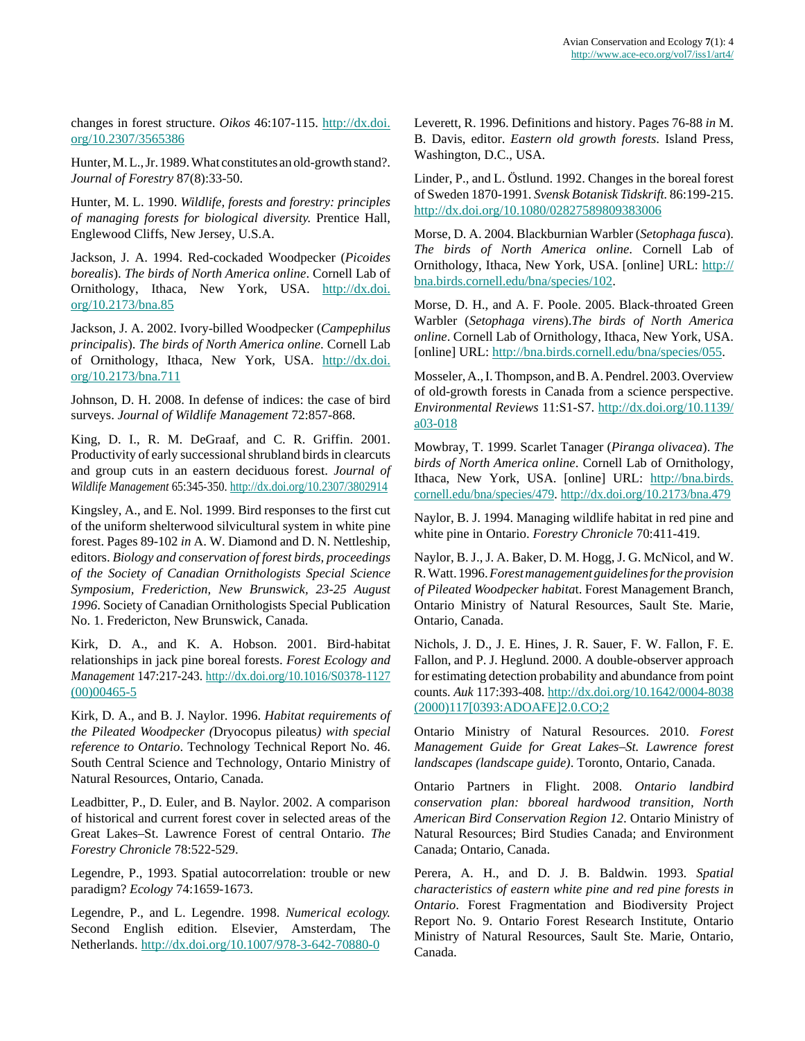changes in forest structure. *Oikos* 46:107-115. http://dx.doi.org/10.2307/3565386

Hunter, M. L., Jr. 1989. What constitutes an old-growth stand?. *Journal of Forestry* 87(8):33-50.

Hunter, M. L. 1990. *Wildlife, forests and forestry: principles of managing forests for biological diversity.* Prentice Hall, Englewood Cliffs, New Jersey, U.S.A.

Jackson, J. A. 1994. Red-cockaded Woodpecker (*Picoides borealis*). *The birds of North America online*. Cornell Lab of Ornithology, Ithaca, New York, USA. http://dx.doi.org/10.2173/bna.85

Jackson, J. A. 2002. Ivory-billed Woodpecker (*Campephilus principalis*). *The birds of North America online.* Cornell Lab of Ornithology, Ithaca, New York, USA. http://dx.doi.org/10.2173/bna.711

Johnson, D. H. 2008. In defense of indices: the case of bird surveys. *Journal of Wildlife Management* 72:857-868.

King, D. I., R. M. DeGraaf, and C. R. Griffin. 2001. Productivity of early successional shrubland birds in clearcuts and group cuts in an eastern deciduous forest. *Journal of Wildlife Management* 65:345-350. http://dx.doi.org/10.2307/3802914

Kingsley, A., and E. Nol. 1999. Bird responses to the first cut of the uniform shelterwood silvicultural system in white pine forest. Pages 89-102 *in* A. W. Diamond and D. N. Nettleship, editors. *Biology and conservation of forest birds, proceedings of the Society of Canadian Ornithologists Special Science Symposium, Frederiction, New Brunswick, 23-25 August 1996*. Society of Canadian Ornithologists Special Publication No. 1. Fredericton, New Brunswick, Canada.

Kirk, D. A., and K. A. Hobson. 2001. Bird-habitat relationships in jack pine boreal forests. *Forest Ecology and Management* 147:217-243. http://dx.doi.org/10.1016/S0378-1127(00)00465-5

Kirk, D. A., and B. J. Naylor. 1996. *Habitat requirements of the Pileated Woodpecker (*Dryocopus pileatus*) with special reference to Ontario*. Technology Technical Report No. 46. South Central Science and Technology, Ontario Ministry of Natural Resources, Ontario, Canada.

Leadbitter, P., D. Euler, and B. Naylor. 2002. A comparison of historical and current forest cover in selected areas of the Great Lakes–St. Lawrence Forest of central Ontario. *The Forestry Chronicle* 78:522-529.

Legendre, P., 1993. Spatial autocorrelation: trouble or new paradigm? *Ecology* 74:1659-1673.

Legendre, P., and L. Legendre. 1998. *Numerical ecology.* Second English edition. Elsevier, Amsterdam, The Netherlands. http://dx.doi.org/10.1007/978-3-642-70880-0

Leverett, R. 1996. Definitions and history. Pages 76-88 *in* M. B. Davis, editor. *Eastern old growth forests*. Island Press, Washington, D.C., USA.

Linder, P., and L. Östlund. 1992. Changes in the boreal forest of Sweden 1870-1991. *Svensk Botanisk Tidskrift.* 86:199-215. http://dx.doi.org/10.1080/02827589809383006

Morse, D. A. 2004. Blackburnian Warbler (*Setophaga fusca*). *The birds of North America online*. Cornell Lab of Ornithology, Ithaca, New York, USA. [online] URL: http://bna.birds.cornell.edu/bna/species/102.

Morse, D. H., and A. F. Poole. 2005. Black-throated Green Warbler (*Setophaga virens*).*The birds of North America online*. Cornell Lab of Ornithology, Ithaca, New York, USA. [online] URL: http://bna.birds.cornell.edu/bna/species/055.

Mosseler, A., I. Thompson, and B. A. Pendrel. 2003. Overview of old-growth forests in Canada from a science perspective. *Environmental Reviews* 11:S1-S7. http://dx.doi.org/10.1139/a03-018

Mowbray, T. 1999. Scarlet Tanager (*Piranga olivacea*). *The birds of North America online*. Cornell Lab of Ornithology, Ithaca, New York, USA. [online] URL: http://bna.birds.cornell.edu/bna/species/479. http://dx.doi.org/10.2173/bna.479

Naylor, B. J. 1994. Managing wildlife habitat in red pine and white pine in Ontario. *Forestry Chronicle* 70:411-419.

Naylor, B. J., J. A. Baker, D. M. Hogg, J. G. McNicol, and W. R. Watt. 1996. *Forest management guidelines for the provision of Pileated Woodpecker habita*t. Forest Management Branch, Ontario Ministry of Natural Resources, Sault Ste. Marie, Ontario, Canada.

Nichols, J. D., J. E. Hines, J. R. Sauer, F. W. Fallon, F. E. Fallon, and P. J. Heglund. 2000. A double-observer approach for estimating detection probability and abundance from point counts. *Auk* 117:393-408. http://dx.doi.org/10.1642/0004-8038(2000)117[0393:ADOAFE]2.0.CO;2

Ontario Ministry of Natural Resources. 2010. *Forest Management Guide for Great Lakes–St. Lawrence forest landscapes (landscape guide)*. Toronto, Ontario, Canada.

Ontario Partners in Flight. 2008. *Ontario landbird conservation plan: bboreal hardwood transition, North American Bird Conservation Region 12*. Ontario Ministry of Natural Resources; Bird Studies Canada; and Environment Canada; Ontario, Canada.

Perera, A. H., and D. J. B. Baldwin. 1993. *Spatial characteristics of eastern white pine and red pine forests in Ontario*. Forest Fragmentation and Biodiversity Project Report No. 9. Ontario Forest Research Institute, Ontario Ministry of Natural Resources, Sault Ste. Marie, Ontario, Canada.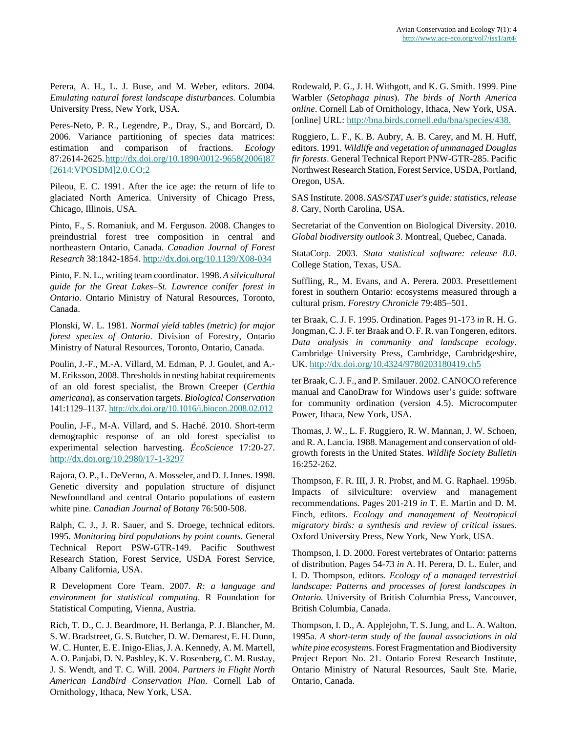Perera, A. H., L. J. Buse, and M. Weber, editors. 2004. *Emulating natural forest landscape disturbances.* Columbia University Press, New York, USA.

Peres-Neto, P. R., Legendre, P., Dray, S., and Borcard, D. 2006. Variance partitioning of species data matrices: estimation and comparison of fractions. *Ecology* 87:2614-2625. http://dx.doi.org/10.1890/0012-9658(2006)87[2614:VPOSDM]2.0.CO;2

Pileou, E. C. 1991. After the ice age: the return of life to glaciated North America. University of Chicago Press, Chicago, Illinois, USA.

Pinto, F., S. Romaniuk, and M. Ferguson. 2008. Changes to preindustrial forest tree composition in central and northeastern Ontario, Canada. *Canadian Journal of Forest Research* 38:1842-1854. http://dx.doi.org/10.1139/X08-034

Pinto, F. N. L., writing team coordinator. 1998. *A silvicultural guide for the Great Lakes–St. Lawrence conifer forest in Ontario*. Ontario Ministry of Natural Resources, Toronto, Canada.

Plonski, W. L. 1981. *Normal yield tables (metric) for major forest species of Ontario*. Division of Forestry, Ontario Ministry of Natural Resources, Toronto, Ontario, Canada.

Poulin, J.-F., M.-A. Villard, M. Edman, P. J. Goulet, and A.-M. Eriksson, 2008. Thresholds in nesting habitat requirements of an old forest specialist, the Brown Creeper (*Certhia americana*), as conservation targets. *Biological Conservation* 141:1129–1137. http://dx.doi.org/10.1016/j.biocon.2008.02.012

Poulin, J-F., M-A. Villard, and S. Haché. 2010. Short-term demographic response of an old forest specialist to experimental selection harvesting. *ÉcoScience* 17:20-27. http://dx.doi.org/10.2980/17-1-3297

Rajora, O. P., L. DeVerno, A. Mosseler, and D. J. Innes. 1998. Genetic diversity and population structure of disjunct Newfoundland and central Ontario populations of eastern white pine. *Canadian Journal of Botany* 76:500-508.

Ralph, C. J., J. R. Sauer, and S. Droege, technical editors. 1995. *Monitoring bird populations by point counts.* General Technical Report PSW-GTR-149. Pacific Southwest Research Station, Forest Service, USDA Forest Service, Albany California, USA.

R Development Core Team. 2007. *R: a language and environment for statistical computing*. R Foundation for Statistical Computing, Vienna, Austria.

Rich, T. D., C. J. Beardmore, H. Berlanga, P. J. Blancher, M. S. W. Bradstreet, G. S. Butcher, D. W. Demarest, E. H. Dunn, W. C. Hunter, E. E. Inigo-Elias, J. A. Kennedy, A. M. Martell, A. O. Panjabi, D. N. Pashley, K. V. Rosenberg, C. M. Rustay, J. S. Wendt, and T. C. Will. 2004. *Partners in Flight North American Landbird Conservation Plan*. Cornell Lab of Ornithology, Ithaca, New York, USA.

Rodewald, P. G., J. H. Withgott, and K. G. Smith. 1999. Pine Warbler (*Setophaga pinus*). *The birds of North America online*. Cornell Lab of Ornithology, Ithaca, New York, USA. [online] URL: http://bna.birds.cornell.edu/bna/species/438.

Ruggiero, L. F., K. B. Aubry, A. B. Carey, and M. H. Huff, editors. 1991. *Wildlife and vegetation of unmanaged Douglas fir forests*. General Technical Report PNW-GTR-285. Pacific Northwest Research Station, Forest Service, USDA, Portland, Oregon, USA.

SAS Institute. 2008. *SAS/STAT user's guide: statistics, release 8*. Cary, North Carolina, USA.

Secretariat of the Convention on Biological Diversity. 2010. *Global biodiversity outlook 3*. Montreal, Quebec, Canada.

StataCorp. 2003. *Stata statistical software: release 8.0.* College Station, Texas, USA.

Suffling, R., M. Evans, and A. Perera. 2003. Presettlement forest in southern Ontario: ecosystems measured through a cultural prism. *Forestry Chronicle* 79:485–501.

ter Braak, C. J. F. 1995. Ordination. Pages 91-173 *in* R. H. G. Jongman, C. J. F. ter Braak and O. F. R. van Tongeren, editors. *Data analysis in community and landscape ecology*. Cambridge University Press, Cambridge, Cambridgeshire, UK. http://dx.doi.org/10.4324/9780203180419.ch5

ter Braak, C. J. F., and P. Smilauer. 2002. CANOCO reference manual and CanoDraw for Windows user's guide: software for community ordination (version 4.5). Microcomputer Power, Ithaca, New York, USA.

Thomas, J. W., L. F. Ruggiero, R. W. Mannan, J. W. Schoen, and R. A. Lancia. 1988. Management and conservation of old-growth forests in the United States. *Wildlife Society Bulletin* 16:252-262.

Thompson, F. R. III, J. R. Probst, and M. G. Raphael. 1995b. Impacts of silviculture: overview and management recommendations. Pages 201-219 *in* T. E. Martin and D. M. Finch, editors. *Ecology and management of Neotropical migratory birds: a synthesis and review of critical issues.* Oxford University Press, New York, New York, USA.

Thompson, I. D. 2000. Forest vertebrates of Ontario: patterns of distribution. Pages 54-73 *in* A. H. Perera, D. L. Euler, and I. D. Thompson, editors. *Ecology of a managed terrestrial landscape: Patterns and processes of forest landscapes in Ontario.* University of British Columbia Press, Vancouver, British Columbia, Canada.

Thompson, I. D., A. Applejohn, T. S. Jung, and L. A. Walton. 1995a. *A short-term study of the faunal associations in old white pine ecosystems*. Forest Fragmentation and Biodiversity Project Report No. 21. Ontario Forest Research Institute, Ontario Ministry of Natural Resources, Sault Ste. Marie, Ontario, Canada.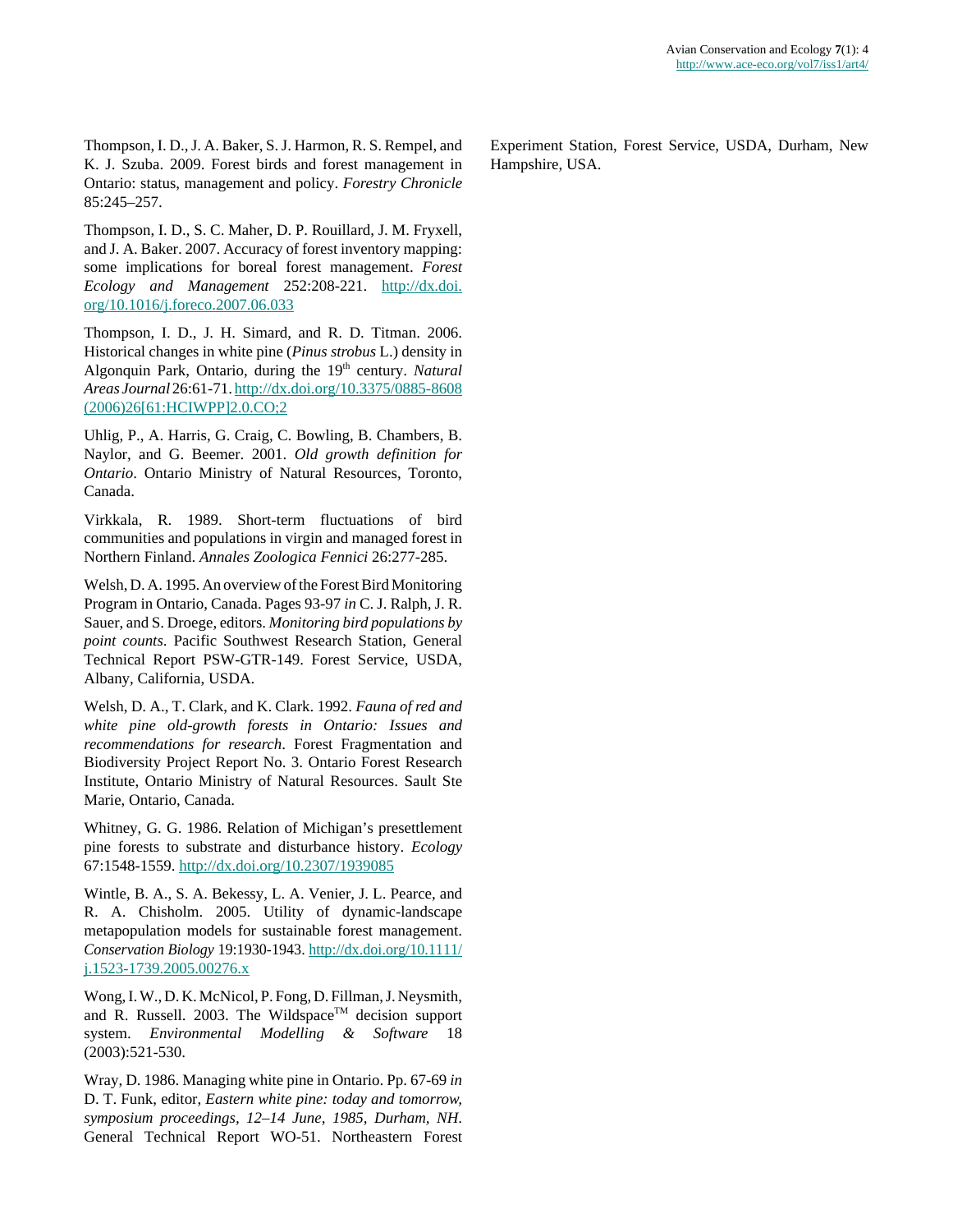Thompson, I. D., J. A. Baker, S. J. Harmon, R. S. Rempel, and K. J. Szuba. 2009. Forest birds and forest management in Ontario: status, management and policy. *Forestry Chronicle* 85:245–257.

Thompson, I. D., S. C. Maher, D. P. Rouillard, J. M. Fryxell, and J. A. Baker. 2007. Accuracy of forest inventory mapping: some implications for boreal forest management. *Forest Ecology and Management* 252:208-221. http://dx.doi.org/10.1016/j.foreco.2007.06.033

Thompson, I. D., J. H. Simard, and R. D. Titman. 2006. Historical changes in white pine (*Pinus strobus* L.) density in Algonquin Park, Ontario, during the 19th century. *Natural Areas Journal* 26:61-71. http://dx.doi.org/10.3375/0885-8608(2006)26[61:HCIWPP]2.0.CO;2

Uhlig, P., A. Harris, G. Craig, C. Bowling, B. Chambers, B. Naylor, and G. Beemer. 2001. *Old growth definition for Ontario*. Ontario Ministry of Natural Resources, Toronto, Canada.

Virkkala, R. 1989. Short-term fluctuations of bird communities and populations in virgin and managed forest in Northern Finland. *Annales Zoologica Fennici* 26:277-285.

Welsh, D. A. 1995. An overview of the Forest Bird Monitoring Program in Ontario, Canada. Pages 93-97 *in* C. J. Ralph, J. R. Sauer, and S. Droege, editors. *Monitoring bird populations by point counts*. Pacific Southwest Research Station, General Technical Report PSW-GTR-149. Forest Service, USDA, Albany, California, USDA.

Welsh, D. A., T. Clark, and K. Clark. 1992. *Fauna of red and white pine old-growth forests in Ontario: Issues and recommendations for research*. Forest Fragmentation and Biodiversity Project Report No. 3. Ontario Forest Research Institute, Ontario Ministry of Natural Resources. Sault Ste Marie, Ontario, Canada.

Whitney, G. G. 1986. Relation of Michigan's presettlement pine forests to substrate and disturbance history. *Ecology* 67:1548-1559. http://dx.doi.org/10.2307/1939085

Wintle, B. A., S. A. Bekessy, L. A. Venier, J. L. Pearce, and R. A. Chisholm. 2005. Utility of dynamic-landscape metapopulation models for sustainable forest management. *Conservation Biology* 19:1930-1943. http://dx.doi.org/10.1111/j.1523-1739.2005.00276.x

Wong, I. W., D. K. McNicol, P. Fong, D. Fillman, J. Neysmith, and R. Russell. 2003. The Wildspace™ decision support system. *Environmental Modelling & Software* 18 (2003):521-530.

Wray, D. 1986. Managing white pine in Ontario. Pp. 67-69 *in* D. T. Funk, editor, *Eastern white pine: today and tomorrow, symposium proceedings, 12–14 June, 1985, Durham, NH*. General Technical Report WO-51. Northeastern Forest Experiment Station, Forest Service, USDA, Durham, New Hampshire, USA.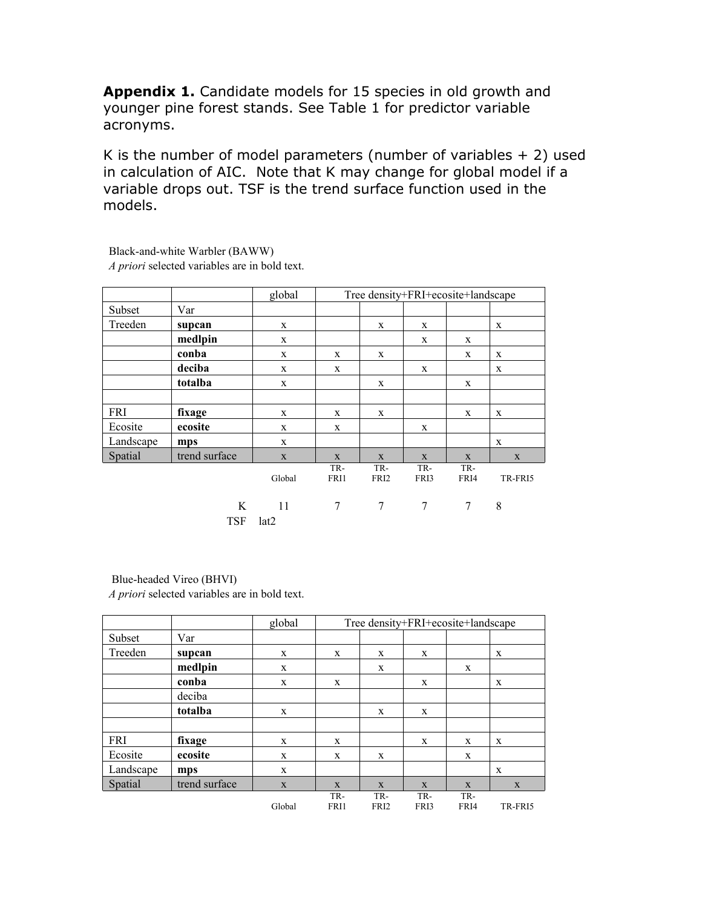**Appendix 1.** Candidate models for 15 species in old growth and younger pine forest stands. See Table 1 for predictor variable acronyms.

K is the number of model parameters (number of variables + 2) used in calculation of AIC. Note that K may change for global model if a variable drops out. TSF is the trend surface function used in the models.

Black-and-white Warbler (BAWW)
*A priori* selected variables are in bold text.

| | | global | Tree density+FRI+ecosite+landscape | | | | |
|---|---|---|---|---|---|---|---|
| Subset | Var | | | | | | |
| Treeden | **supcan** | x | | x | x | | x |
| | **medlpin** | x | | | x | x | |
| | **conba** | x | x | x | | x | x |
| | **deciba** | x | x | | x | | x |
| | **totalba** | x | | x | | x | |
| | | | | | | | |
| FRI | **fixage** | x | x | x | | x | x |
| Ecosite | **ecosite** | x | x | | x | | |
| Landscape | **mps** | x | | | | | x |
| Spatial | trend surface | x | x | x | x | x | x |
| | | Global | TR-FRI1 | TR-FRI2 | TR-FRI3 | TR-FRI4 | TR-FRI5 |
| | K | 11 | 7 | 7 | 7 | 7 | 8 |
| | TSF | lat2 | | | | | |

Blue-headed Vireo (BHVI)
*A priori* selected variables are in bold text.

| | | global | Tree density+FRI+ecosite+landscape | | | | |
|---|---|---|---|---|---|---|---|
| Subset | Var | | | | | | |
| Treeden | **supcan** | x | x | x | x | | x |
| | **medlpin** | x | | x | | x | |
| | **conba** | x | x | | x | | x |
| | deciba | | | | | | |
| | **totalba** | x | | x | x | | |
| | | | | | | | |
| FRI | **fixage** | x | x | | x | x | x |
| Ecosite | **ecosite** | x | x | x | | x | |
| Landscape | **mps** | x | | | | | x |
| Spatial | trend surface | x | x | x | x | x | x |
| | | Global | TR-FRI1 | TR-FRI2 | TR-FRI3 | TR-FRI4 | TR-FRI5 |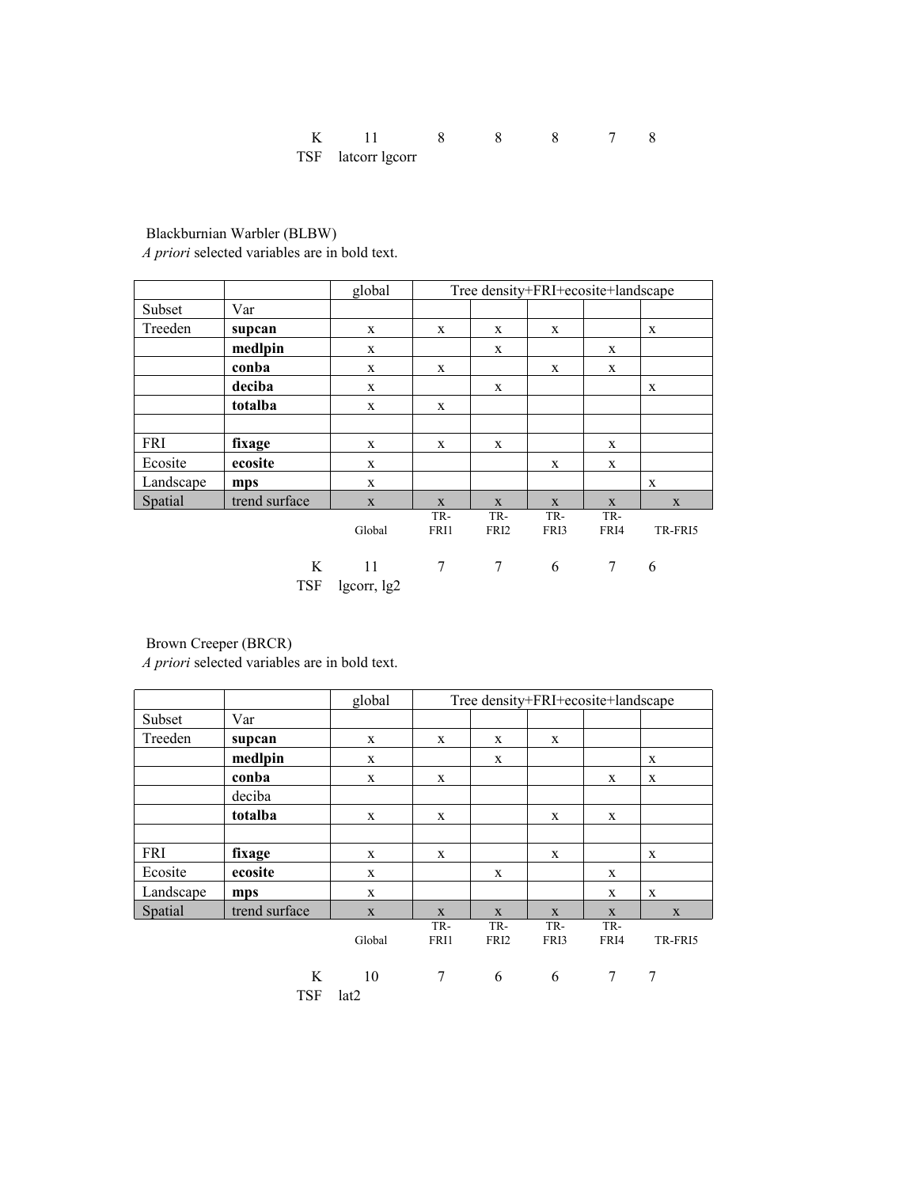K 11 8 8 8 7 8

TSF latcorr lgcorr

Blackburnian Warbler (BLBW)

*A priori* selected variables are in bold text.

| | | global | Tree density+FRI+ecosite+landscape | | | | |
|---|---|---|---|---|---|---|---|
| Subset | Var | | | | | | |
| Treeden | **supcan** | x | x | x | x | | x |
| | **medlpin** | x | | x | | x | |
| | **conba** | x | x | | x | x | |
| | **deciba** | x | | x | | | x |
| | **totalba** | x | x | | | | |
| | | | | | | | |
| FRI | **fixage** | x | x | x | | x | |
| Ecosite | **ecosite** | x | | | x | x | |
| Landscape | **mps** | x | | | | | x |
| Spatial | trend surface | x | x | x | x | x | x |
| | | Global | TR-FRI1 | TR-FRI2 | TR-FRI3 | TR-FRI4 | TR-FRI5 |

K 11 7 7 6 7 6

TSF lgcorr, lg2

Brown Creeper (BRCR)

*A priori* selected variables are in bold text.

| | | global | Tree density+FRI+ecosite+landscape | | | | |
|---|---|---|---|---|---|---|---|
| Subset | Var | | | | | | |
| Treeden | **supcan** | x | x | x | x | | |
| | **medlpin** | x | | x | | | x |
| | **conba** | x | x | | | x | x |
| | deciba | | | | | | |
| | **totalba** | x | x | | x | x | |
| | | | | | | | |
| FRI | **fixage** | x | x | | x | | x |
| Ecosite | **ecosite** | x | | x | | x | |
| Landscape | **mps** | x | | | | x | x |
| Spatial | trend surface | x | x | x | x | x | x |
| | | Global | TR-FRI1 | TR-FRI2 | TR-FRI3 | TR-FRI4 | TR-FRI5 |

K 10 7 6 6 7 7

TSF lat2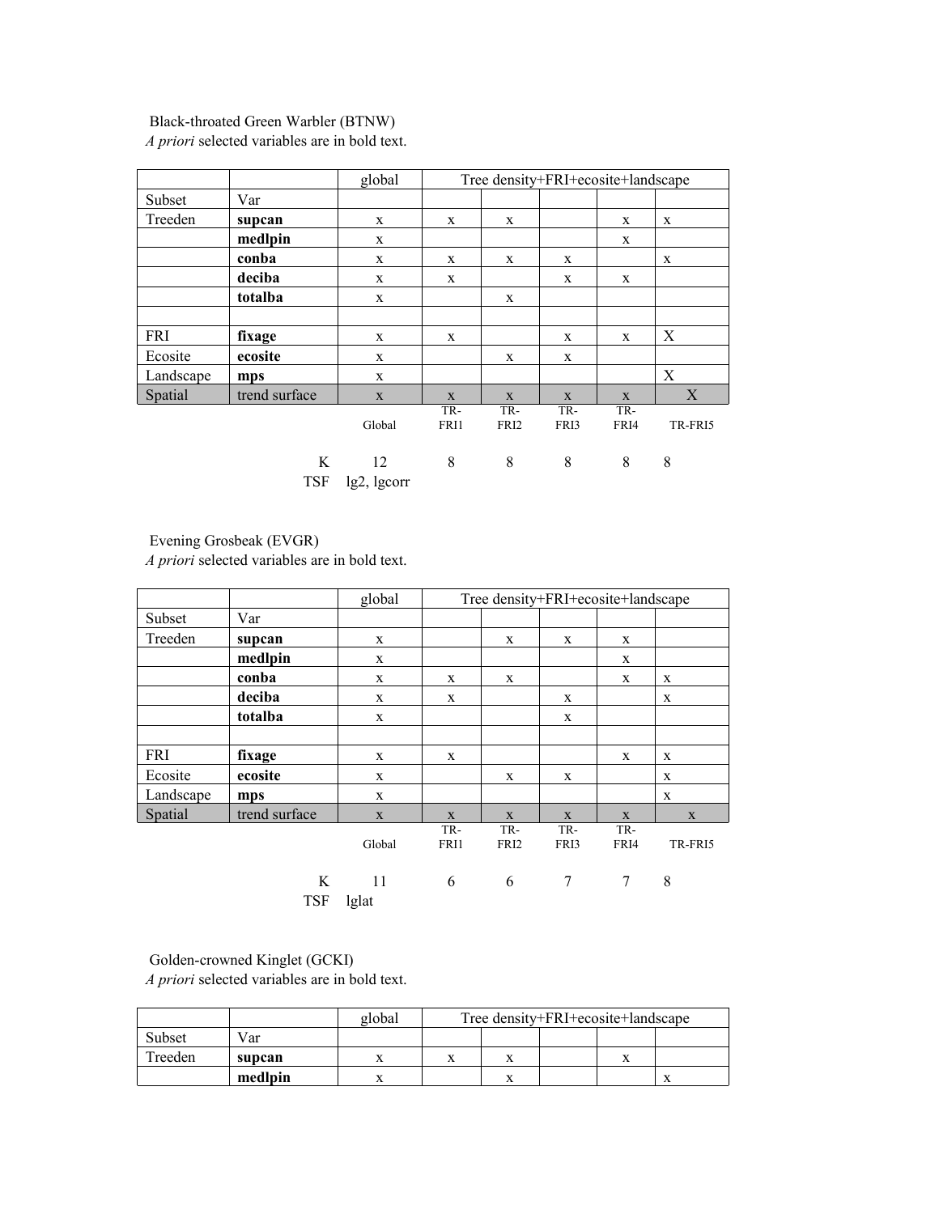Black-throated Green Warbler (BTNW)

*A priori* selected variables are in bold text.

| | | global | Tree density+FRI+ecosite+landscape | | | | |
|---|---|---|---|---|---|---|---|
| Subset | Var | | | | | | |
| Treeden | **supcan** | x | x | x | | x | x |
| | **medlpin** | x | | | | x | |
| | **conba** | x | x | x | x | | x |
| | **deciba** | x | x | | x | x | |
| | **totalba** | x | | x | | | |
| | | | | | | | |
| FRI | **fixage** | x | x | | x | x | X |
| Ecosite | **ecosite** | x | | x | x | | |
| Landscape | **mps** | x | | | | | X |
| Spatial | trend surface | x | x | x | x | x | X |
| | | Global | TR-FRI1 | TR-FRI2 | TR-FRI3 | TR-FRI4 | TR-FRI5 |
| | K | 12 | 8 | 8 | 8 | 8 | 8 |
| | TSF | lg2, lgcorr | | | | | |

Evening Grosbeak (EVGR)

*A priori* selected variables are in bold text.

| | | global | Tree density+FRI+ecosite+landscape | | | | |
|---|---|---|---|---|---|---|---|
| Subset | Var | | | | | | |
| Treeden | **supcan** | x | | x | x | x | |
| | **medlpin** | x | | | | x | |
| | **conba** | x | x | x | | x | x |
| | **deciba** | x | x | | x | | x |
| | **totalba** | x | | | x | | |
| | | | | | | | |
| FRI | **fixage** | x | x | | | x | x |
| Ecosite | **ecosite** | x | | x | x | | x |
| Landscape | **mps** | x | | | | | x |
| Spatial | trend surface | x | x | x | x | x | x |
| | | Global | TR-FRI1 | TR-FRI2 | TR-FRI3 | TR-FRI4 | TR-FRI5 |
| | K | 11 | 6 | 6 | 7 | 7 | 8 |
| | TSF | lglat | | | | | |

Golden-crowned Kinglet (GCKI)

*A priori* selected variables are in bold text.

| | | global | Tree density+FRI+ecosite+landscape | | | | |
|---|---|---|---|---|---|---|---|
| Subset | Var | | | | | | |
| Treeden | **supcan** | x | x | x | | x | |
| | **medlpin** | x | | x | | | x |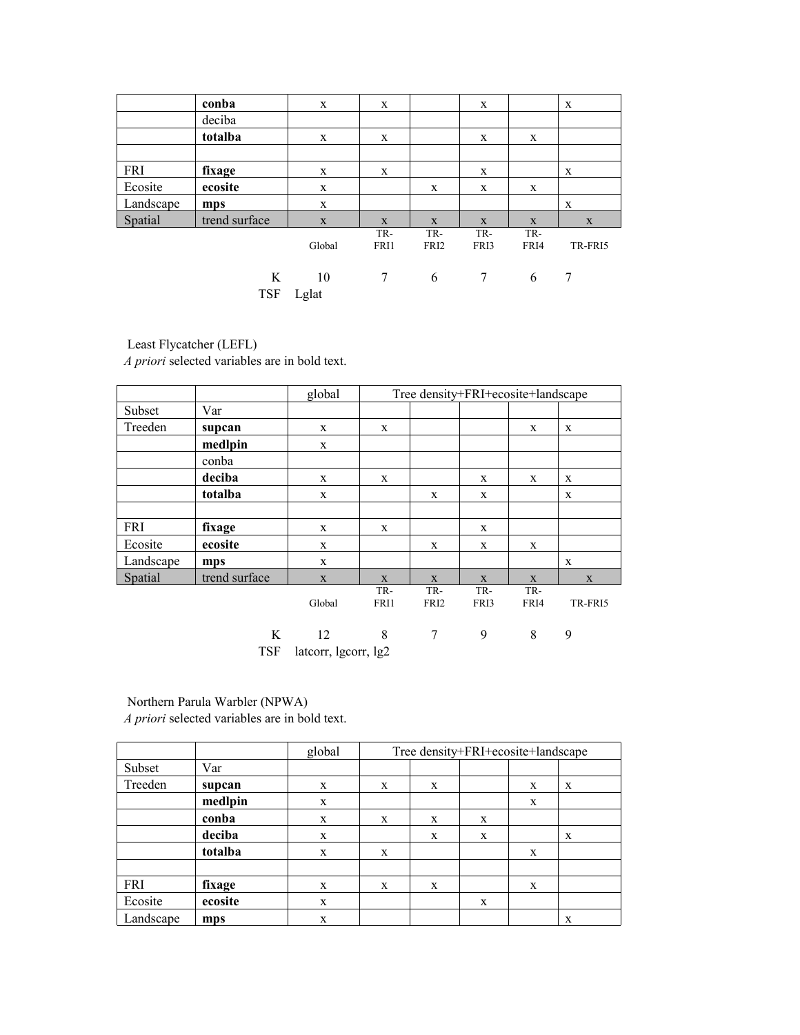| | | | | | | | |
|---|---|---|---|---|---|---|---|
| | **conba** | x | x | | x | | x |
| | deciba | | | | | | |
| | **totalba** | x | x | | x | x | |
| | | | | | | | |
| FRI | **fixage** | x | x | | x | | x |
| Ecosite | **ecosite** | x | | x | x | x | |
| Landscape | **mps** | x | | | | | x |
| Spatial | trend surface | x | x | x | x | x | x |
| | | Global | TR-FRI1 | TR-FRI2 | TR-FRI3 | TR-FRI4 | TR-FRI5 |
| | K | 10 | 7 | 6 | 7 | 6 | 7 |
| | TSF | Lglat | | | | | |

Least Flycatcher (LEFL)
*A priori* selected variables are in bold text.

| | | global | Tree density+FRI+ecosite+landscape | | | | |
|---|---|---|---|---|---|---|---|
| Subset | Var | | | | | | |
| Treeden | **supcan** | x | x | | | x | x |
| | **medlpin** | x | | | | | |
| | conba | | | | | | |
| | **deciba** | x | x | | x | x | x |
| | **totalba** | x | | x | x | | x |
| | | | | | | | |
| FRI | **fixage** | x | x | | x | | |
| Ecosite | **ecosite** | x | | x | x | x | |
| Landscape | **mps** | x | | | | | x |
| Spatial | trend surface | x | x | x | x | x | x |
| | | Global | TR-FRI1 | TR-FRI2 | TR-FRI3 | TR-FRI4 | TR-FRI5 |
| | K | 12 | 8 | 7 | 9 | 8 | 9 |
| | TSF | latcorr, lgcorr, lg2 | | | | | |

Northern Parula Warbler (NPWA)
*A priori* selected variables are in bold text.

| | | global | Tree density+FRI+ecosite+landscape | | | | |
|---|---|---|---|---|---|---|---|
| Subset | Var | | | | | | |
| Treeden | **supcan** | x | x | x | | x | x |
| | **medlpin** | x | | | | x | |
| | **conba** | x | x | x | x | | |
| | **deciba** | x | | x | x | | x |
| | **totalba** | x | x | | | x | |
| | | | | | | | |
| FRI | **fixage** | x | x | x | | x | |
| Ecosite | **ecosite** | x | | | x | | |
| Landscape | **mps** | x | | | | | x |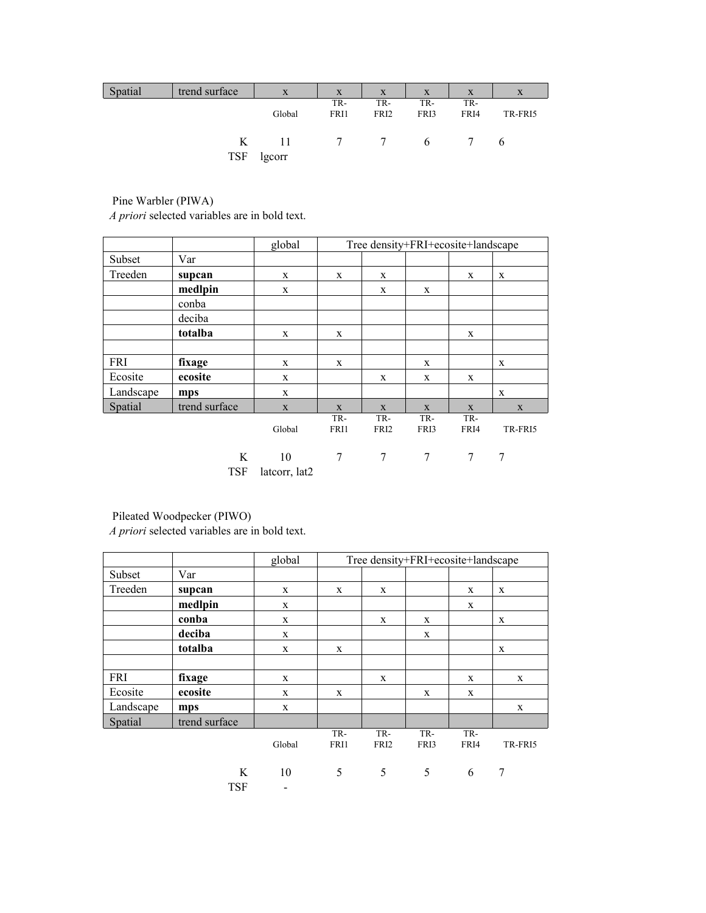| Spatial | trend surface | x | x | x | x | x | x |
|---|---|---|---|---|---|---|---|
| | | Global | TR-FRI1 | TR-FRI2 | TR-FRI3 | TR-FRI4 | TR-FRI5 |
| | K | 11 | 7 | 7 | 6 | 7 | 6 |
| | TSF | lgcorr | | | | | |

Pine Warbler (PIWA)
*A priori* selected variables are in bold text.

| | | global | Tree density+FRI+ecosite+landscape | | | | |
|---|---|---|---|---|---|---|---|
| Subset | Var | | | | | | |
| Treeden | **supcan** | x | x | x | | x | x |
| | **medlpin** | x | | x | x | | |
| | conba | | | | | | |
| | deciba | | | | | | |
| | **totalba** | x | x | | | x | |
| | | | | | | | |
| FRI | **fixage** | x | x | | x | | x |
| Ecosite | **ecosite** | x | | x | x | x | |
| Landscape | **mps** | x | | | | | x |
| Spatial | trend surface | x | x | x | x | x | x |
| | | Global | TR-FRI1 | TR-FRI2 | TR-FRI3 | TR-FRI4 | TR-FRI5 |
| | K | 10 | 7 | 7 | 7 | 7 | 7 |
| | TSF | latcorr, lat2 | | | | | |

Pileated Woodpecker (PIWO)
*A priori* selected variables are in bold text.

| | | global | Tree density+FRI+ecosite+landscape | | | | |
|---|---|---|---|---|---|---|---|
| Subset | Var | | | | | | |
| Treeden | **supcan** | x | x | x | | x | x |
| | **medlpin** | x | | | | x | |
| | **conba** | x | | x | x | | x |
| | **deciba** | x | | | x | | |
| | **totalba** | x | x | | | | x |
| | | | | | | | |
| FRI | **fixage** | x | | x | | x | x |
| Ecosite | **ecosite** | x | x | | x | x | |
| Landscape | **mps** | x | | | | | x |
| Spatial | trend surface | | | | | | |
| | | Global | TR-FRI1 | TR-FRI2 | TR-FRI3 | TR-FRI4 | TR-FRI5 |
| | K | 10 | 5 | 5 | 5 | 6 | 7 |
| | TSF | - | | | | | |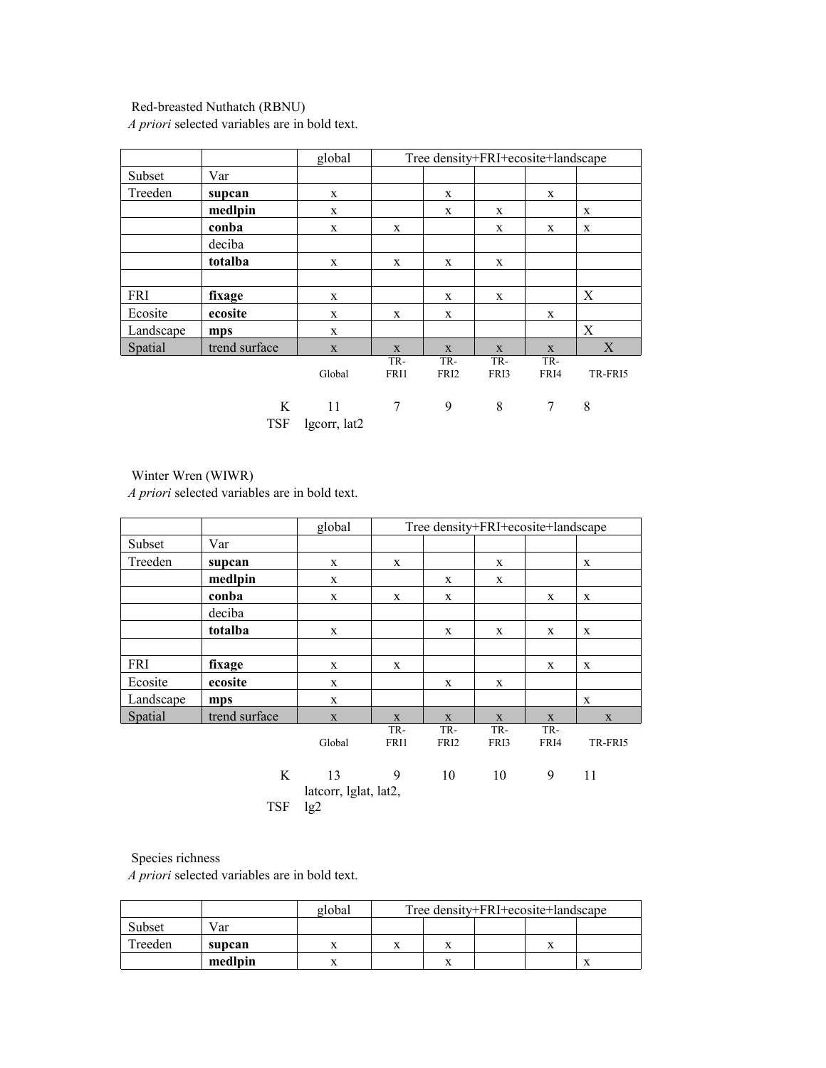Red-breasted Nuthatch (RBNU)

*A priori* selected variables are in bold text.

| | | global | Tree density+FRI+ecosite+landscape | | | | |
|---|---|---|---|---|---|---|---|
| Subset | Var | | | | | | |
| Treeden | **supcan** | x | | x | | x | |
| | **medlpin** | x | | x | x | | x |
| | **conba** | x | x | | x | x | x |
| | deciba | | | | | | |
| | **totalba** | x | x | x | x | | |
| | | | | | | | |
| FRI | **fixage** | x | | x | x | | X |
| Ecosite | **ecosite** | x | x | x | | x | |
| Landscape | **mps** | x | | | | | X |
| Spatial | trend surface | x | x | x | x | x | X |
| | | Global | TR-FRI1 | TR-FRI2 | TR-FRI3 | TR-FRI4 | TR-FRI5 |
| | K | 11 | 7 | 9 | 8 | 7 | 8 |
| | TSF | lgcorr, lat2 | | | | | |

Winter Wren (WIWR)

*A priori* selected variables are in bold text.

| | | global | Tree density+FRI+ecosite+landscape | | | | |
|---|---|---|---|---|---|---|---|
| Subset | Var | | | | | | |
| Treeden | **supcan** | x | x | | x | | x |
| | **medlpin** | x | | x | x | | |
| | **conba** | x | x | x | | x | x |
| | deciba | | | | | | |
| | **totalba** | x | | x | x | x | x |
| | | | | | | | |
| FRI | **fixage** | x | x | | | x | x |
| Ecosite | **ecosite** | x | | x | x | | |
| Landscape | **mps** | x | | | | | x |
| Spatial | trend surface | x | x | x | x | x | x |
| | | Global | TR-FRI1 | TR-FRI2 | TR-FRI3 | TR-FRI4 | TR-FRI5 |
| | K | 13 | 9 | 10 | 10 | 9 | 11 |
| | TSF | latcorr, lglat, lat2, lg2 | | | | | |

Species richness

*A priori* selected variables are in bold text.

| | | global | Tree density+FRI+ecosite+landscape | | | | |
|---|---|---|---|---|---|---|---|
| Subset | Var | | | | | | |
| Treeden | **supcan** | x | x | x | | x | |
| | **medlpin** | x | | x | | | x |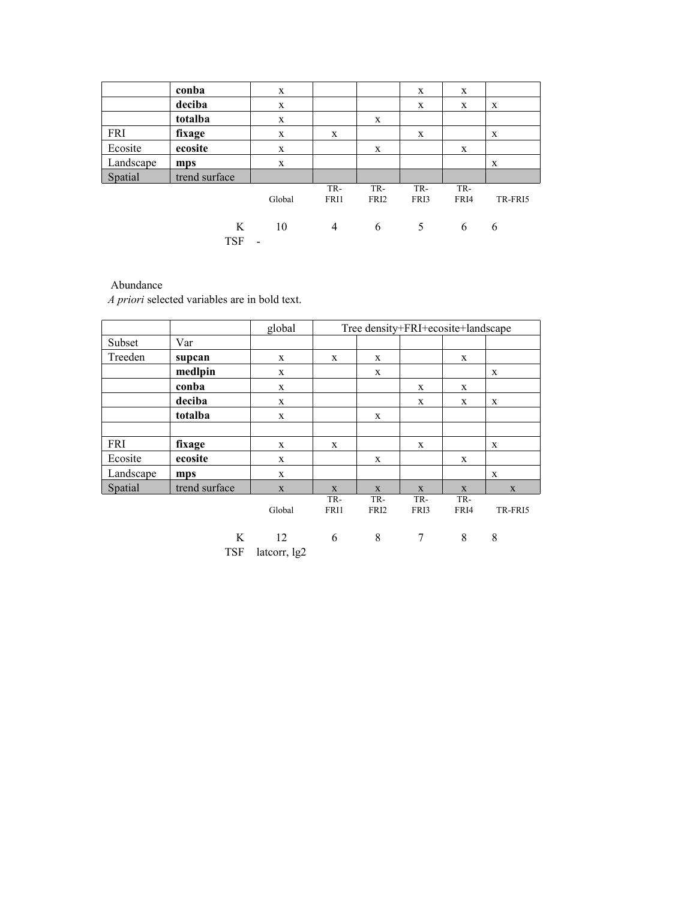| | **conba** | x | | | x | x | |
|---|---|---|---|---|---|---|---|
| | **deciba** | x | | | x | x | x |
| | **totalba** | x | | x | | | |
| FRI | **fixage** | x | x | | x | | x |
| Ecosite | **ecosite** | x | | x | | x | |
| Landscape | **mps** | x | | | | | x |
| Spatial | trend surface | | | | | | |
| | | Global | TR-FRI1 | TR-FRI2 | TR-FRI3 | TR-FRI4 | TR-FRI5 |
| | K | 10 | 4 | 6 | 5 | 6 | 6 |
| | TSF | - | | | | | |

Abundance

*A priori* selected variables are in bold text.

| | | global | Tree density+FRI+ecosite+landscape | | | | |
|---|---|---|---|---|---|---|---|
| Subset | Var | | | | | | |
| Treeden | **supcan** | x | x | x | | x | |
| | **medlpin** | x | | x | | | x |
| | **conba** | x | | | x | x | |
| | **deciba** | x | | | x | x | x |
| | **totalba** | x | | x | | | |
| | | | | | | | |
| FRI | **fixage** | x | x | | x | | x |
| Ecosite | **ecosite** | x | | x | | x | |
| Landscape | **mps** | x | | | | | x |
| Spatial | trend surface | x | x | x | x | x | x |
| | | Global | TR-FRI1 | TR-FRI2 | TR-FRI3 | TR-FRI4 | TR-FRI5 |
| | K | 12 | 6 | 8 | 7 | 8 | 8 |
| | TSF | latcorr, lg2 | | | | | |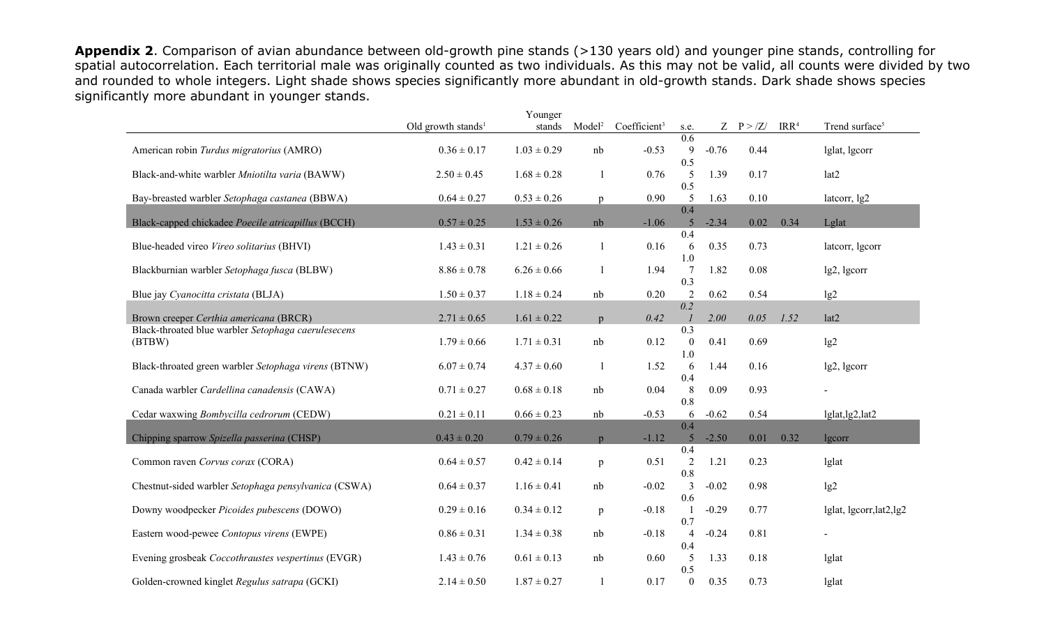**Appendix 2**. Comparison of avian abundance between old-growth pine stands (>130 years old) and younger pine stands, controlling for spatial autocorrelation. Each territorial male was originally counted as two individuals. As this may not be valid, all counts were divided by two and rounded to whole integers. Light shade shows species significantly more abundant in old-growth stands. Dark shade shows species significantly more abundant in younger stands.

| | Old growth stands[1] | Younger stands | Model[2] | Coefficient[3] | s.e. | Z | P > /Z/ | IRR[4] | Trend surface[5] |
|---|---|---|---|---|---|---|---|---|---|
| American robin *Turdus migratorius* (AMRO) | 0.36 ± 0.17 | 1.03 ± 0.29 | nb | -0.53 | 0.69 | -0.76 | 0.44 | | lglat, lgcorr |
| Black-and-white warbler *Mniotilta varia* (BAWW) | 2.50 ± 0.45 | 1.68 ± 0.28 | l | 0.76 | 0.55 | 1.39 | 0.17 | | lat2 |
| Bay-breasted warbler *Setophaga castanea* (BBWA) | 0.64 ± 0.27 | 0.53 ± 0.26 | p | 0.90 | 0.55 | 1.63 | 0.10 | | latcorr, lg2 |
| Black-capped chickadee *Poecile atricapillus* (BCCH) | 0.57 ± 0.25 | 1.53 ± 0.26 | nb | -1.06 | 0.45 | -2.34 | 0.02 | 0.34 | Lglat |
| Blue-headed vireo *Vireo solitarius* (BHVI) | 1.43 ± 0.31 | 1.21 ± 0.26 | l | 0.16 | 0.46 | 0.35 | 0.73 | | latcorr, lgcorr |
| Blackburnian warbler *Setophaga fusca* (BLBW) | 8.86 ± 0.78 | 6.26 ± 0.66 | l | 1.94 | 1.07 | 1.82 | 0.08 | | lg2, lgcorr |
| Blue jay *Cyanocitta cristata* (BLJA) | 1.50 ± 0.37 | 1.18 ± 0.24 | nb | 0.20 | 0.32 | 0.62 | 0.54 | | lg2 |
| Brown creeper *Certhia americana* (BRCR) | 2.71 ± 0.65 | 1.61 ± 0.22 | p | *0.42* | *0.21* | *2.00* | *0.05* | *1.52* | lat2 |
| Black-throated blue warbler *Setophaga caerulesecens* (BTBW) | 1.79 ± 0.66 | 1.71 ± 0.31 | nb | 0.12 | 0.30 | 0.41 | 0.69 | | lg2 |
| Black-throated green warbler *Setophaga virens* (BTNW) | 6.07 ± 0.74 | 4.37 ± 0.60 | l | 1.52 | 1.06 | 1.44 | 0.16 | | lg2, lgcorr |
| Canada warbler *Cardellina canadensis* (CAWA) | 0.71 ± 0.27 | 0.68 ± 0.18 | nb | 0.04 | 0.48 | 0.09 | 0.93 | | - |
| Cedar waxwing *Bombycilla cedrorum* (CEDW) | 0.21 ± 0.11 | 0.66 ± 0.23 | nb | -0.53 | 0.86 | -0.62 | 0.54 | | lglat,lg2,lat2 |
| Chipping sparrow *Spizella passerina* (CHSP) | 0.43 ± 0.20 | 0.79 ± 0.26 | p | -1.12 | 0.45 | -2.50 | 0.01 | 0.32 | lgcorr |
| Common raven *Corvus corax* (CORA) | 0.64 ± 0.57 | 0.42 ± 0.14 | p | 0.51 | 0.42 | 1.21 | 0.23 | | lglat |
| Chestnut-sided warbler *Setophaga pensylvanica* (CSWA) | 0.64 ± 0.37 | 1.16 ± 0.41 | nb | -0.02 | 0.83 | -0.02 | 0.98 | | lg2 |
| Downy woodpecker *Picoides pubescens* (DOWO) | 0.29 ± 0.16 | 0.34 ± 0.12 | p | -0.18 | 0.61 | -0.29 | 0.77 | | lglat, lgcorr,lat2,lg2 |
| Eastern wood-pewee *Contopus virens* (EWPE) | 0.86 ± 0.31 | 1.34 ± 0.38 | nb | -0.18 | 0.74 | -0.24 | 0.81 | | - |
| Evening grosbeak *Coccothraustes vespertinus* (EVGR) | 1.43 ± 0.76 | 0.61 ± 0.13 | nb | 0.60 | 0.45 | 1.33 | 0.18 | | lglat |
| Golden-crowned kinglet *Regulus satrapa* (GCKI) | 2.14 ± 0.50 | 1.87 ± 0.27 | l | 0.17 | 0.50 | 0.35 | 0.73 | | lglat |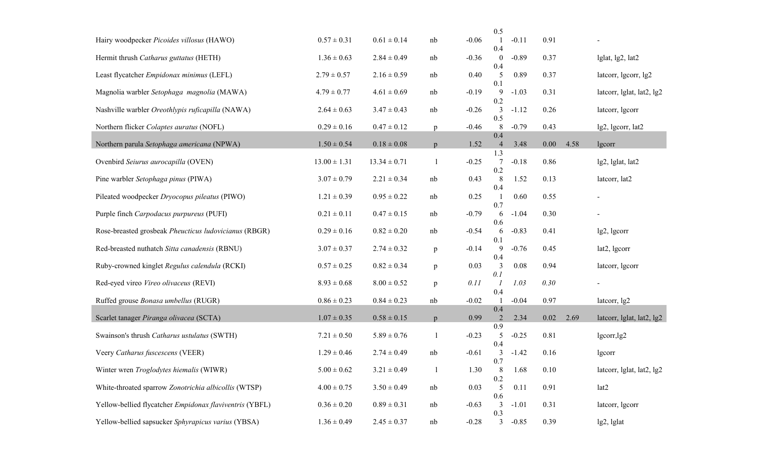| | | | | | | | | | |
|---|---|---|---|---|---|---|---|---|---|
| Hairy woodpecker *Picoides villosus* (HAWO) | 0.57 ± 0.31 | 0.61 ± 0.14 | nb | -0.06 | 0.51 | -0.11 | 0.91 | | - |
| Hermit thrush *Catharus guttatus* (HETH) | 1.36 ± 0.63 | 2.84 ± 0.49 | nb | -0.36 | 0.40 | -0.89 | 0.37 | | lglat, lg2, lat2 |
| Least flycatcher *Empidonax minimus* (LEFL) | 2.79 ± 0.57 | 2.16 ± 0.59 | nb | 0.40 | 0.45 | 0.89 | 0.37 | | latcorr, lgcorr, lg2 |
| Magnolia warbler *Setophaga magnolia* (MAWA) | 4.79 ± 0.77 | 4.61 ± 0.69 | nb | -0.19 | 0.19 | -1.03 | 0.31 | | latcorr, lglat, lat2, lg2 |
| Nashville warbler *Oreothlypis ruficapilla* (NAWA) | 2.64 ± 0.63 | 3.47 ± 0.43 | nb | -0.26 | 0.23 | -1.12 | 0.26 | | latcorr, lgcorr |
| Northern flicker *Colaptes auratus* (NOFL) | 0.29 ± 0.16 | 0.47 ± 0.12 | p | -0.46 | 0.58 | -0.79 | 0.43 | | lg2, lgcorr, lat2 |
| Northern parula *Setophaga americana* (NPWA) | 1.50 ± 0.54 | 0.18 ± 0.08 | p | 1.52 | 0.44 | 3.48 | 0.00 | 4.58 | lgcorr |
| Ovenbird *Seiurus aurocapilla* (OVEN) | 13.00 ± 1.31 | 13.34 ± 0.71 | l | -0.25 | 1.37 | -0.18 | 0.86 | | lg2, lglat, lat2 |
| Pine warbler *Setophaga pinus* (PIWA) | 3.07 ± 0.79 | 2.21 ± 0.34 | nb | 0.43 | 0.28 | 1.52 | 0.13 | | latcorr, lat2 |
| Pileated woodpecker *Dryocopus pileatus* (PIWO) | 1.21 ± 0.39 | 0.95 ± 0.22 | nb | 0.25 | 0.41 | 0.60 | 0.55 | | - |
| Purple finch *Carpodacus purpureus* (PUFI) | 0.21 ± 0.11 | 0.47 ± 0.15 | nb | -0.79 | 0.76 | -1.04 | 0.30 | | - |
| Rose-breasted grosbeak *Pheucticus ludovicianus* (RBGR) | 0.29 ± 0.16 | 0.82 ± 0.20 | nb | -0.54 | 0.66 | -0.83 | 0.41 | | lg2, lgcorr |
| Red-breasted nuthatch *Sitta canadensis* (RBNU) | 3.07 ± 0.37 | 2.74 ± 0.32 | p | -0.14 | 0.19 | -0.76 | 0.45 | | lat2, lgcorr |
| Ruby-crowned kinglet *Regulus calendula* (RCKI) | 0.57 ± 0.25 | 0.82 ± 0.34 | p | 0.03 | 0.43 | 0.08 | 0.94 | | latcorr, lgcorr |
| Red-eyed vireo *Vireo olivaceus* (REVI) | 8.93 ± 0.68 | 8.00 ± 0.52 | p | *0.11* | *0.11* | *1.03* | *0.30* | | - |
| Ruffed grouse *Bonasa umbellus* (RUGR) | 0.86 ± 0.23 | 0.84 ± 0.23 | nb | -0.02 | 0.41 | -0.04 | 0.97 | | latcorr, lg2 |
| Scarlet tanager *Piranga olivacea* (SCTA) | 1.07 ± 0.35 | 0.58 ± 0.15 | p | 0.99 | 0.42 | 2.34 | 0.02 | 2.69 | latcorr, lglat, lat2, lg2 |
| Swainson's thrush *Catharus ustulatus* (SWTH) | 7.21 ± 0.50 | 5.89 ± 0.76 | l | -0.23 | 0.95 | -0.25 | 0.81 | | lgcorr,lg2 |
| Veery *Catharus fuscescens* (VEER) | 1.29 ± 0.46 | 2.74 ± 0.49 | nb | -0.61 | 0.43 | -1.42 | 0.16 | | lgcorr |
| Winter wren *Troglodytes hiemalis* (WIWR) | 5.00 ± 0.62 | 3.21 ± 0.49 | l | 1.30 | 0.78 | 1.68 | 0.10 | | latcorr, lglat, lat2, lg2 |
| White-throated sparrow *Zonotrichia albicollis* (WTSP) | 4.00 ± 0.75 | 3.50 ± 0.49 | nb | 0.03 | 0.25 | 0.11 | 0.91 | | lat2 |
| Yellow-bellied flycatcher *Empidonax flaviventris* (YBFL) | 0.36 ± 0.20 | 0.89 ± 0.31 | nb | -0.63 | 0.63 | -1.01 | 0.31 | | latcorr, lgcorr |
| Yellow-bellied sapsucker *Sphyrapicus varius* (YBSA) | 1.36 ± 0.49 | 2.45 ± 0.37 | nb | -0.28 | 0.33 | -0.85 | 0.39 | | lg2, lglat |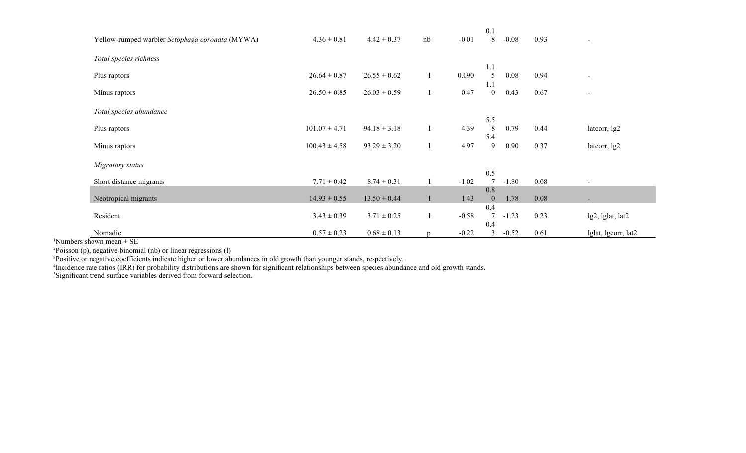| | | | | | | | | |
|---|---|---|---|---|---|---|---|---|
| Yellow-rumped warbler *Setophaga coronata* (MYWA) | 4.36 ± 0.81 | 4.42 ± 0.37 | nb | -0.01 | 0.18 | -0.08 | 0.93 | - |
| *Total species richness* | | | | | | | | |
| Plus raptors | 26.64 ± 0.87 | 26.55 ± 0.62 | l | 0.090 | 1.15 | 0.08 | 0.94 | - |
| Minus raptors | 26.50 ± 0.85 | 26.03 ± 0.59 | l | 0.47 | 1.10 | 0.43 | 0.67 | - |
| *Total species abundance* | | | | | | | | |
| Plus raptors | 101.07 ± 4.71 | 94.18 ± 3.18 | l | 4.39 | 5.58 | 0.79 | 0.44 | latcorr, lg2 |
| Minus raptors | 100.43 ± 4.58 | 93.29 ± 3.20 | l | 4.97 | 5.49 | 0.90 | 0.37 | latcorr, lg2 |
| *Migratory status* | | | | | | | | |
| Short distance migrants | 7.71 ± 0.42 | 8.74 ± 0.31 | l | -1.02 | 0.57 | -1.80 | 0.08 | - |
| Neotropical migrants | 14.93 ± 0.55 | 13.50 ± 0.44 | l | 1.43 | 0.80 | 1.78 | 0.08 | - |
| Resident | 3.43 ± 0.39 | 3.71 ± 0.25 | l | -0.58 | 0.47 | -1.23 | 0.23 | lg2, lglat, lat2 |
| Nomadic | 0.57 ± 0.23 | 0.68 ± 0.13 | p | -0.22 | 0.43 | -0.52 | 0.61 | lglat, lgcorr, lat2 |

[1]Numbers shown mean ± SE

[2]Poisson (p), negative binomial (nb) or linear regressions (l)

[3]Positive or negative coefficients indicate higher or lower abundances in old growth than younger stands, respectively.

[4]Incidence rate ratios (IRR) for probability distributions are shown for significant relationships between species abundance and old growth stands.

[5]Significant trend surface variables derived from forward selection.